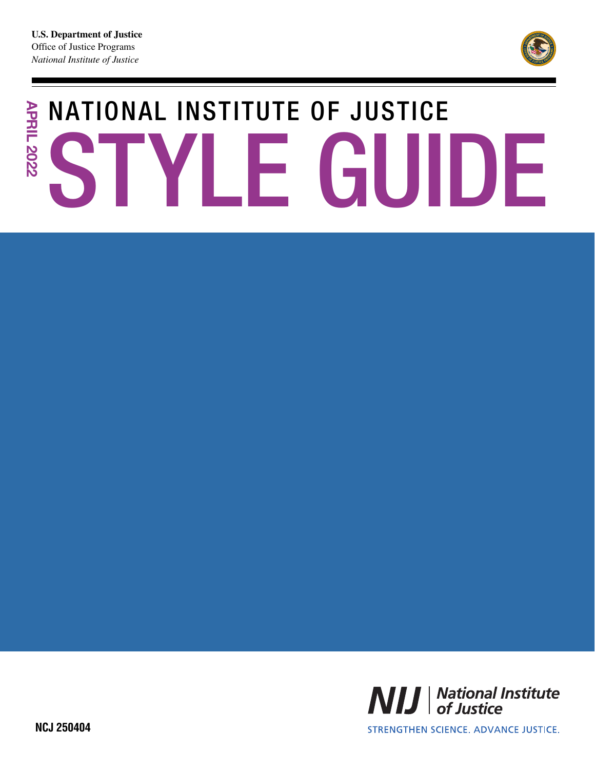**U.S. Department of Justice**
Office of Justice Programs
*National Institute of Justice*

APRIL 2022

# NATIONAL INSTITUTE OF JUSTICE STYLE GUIDE

NCJ 250404

**NIJ** | *National Institute of Justice*

STRENGTHEN SCIENCE. ADVANCE JUSTICE.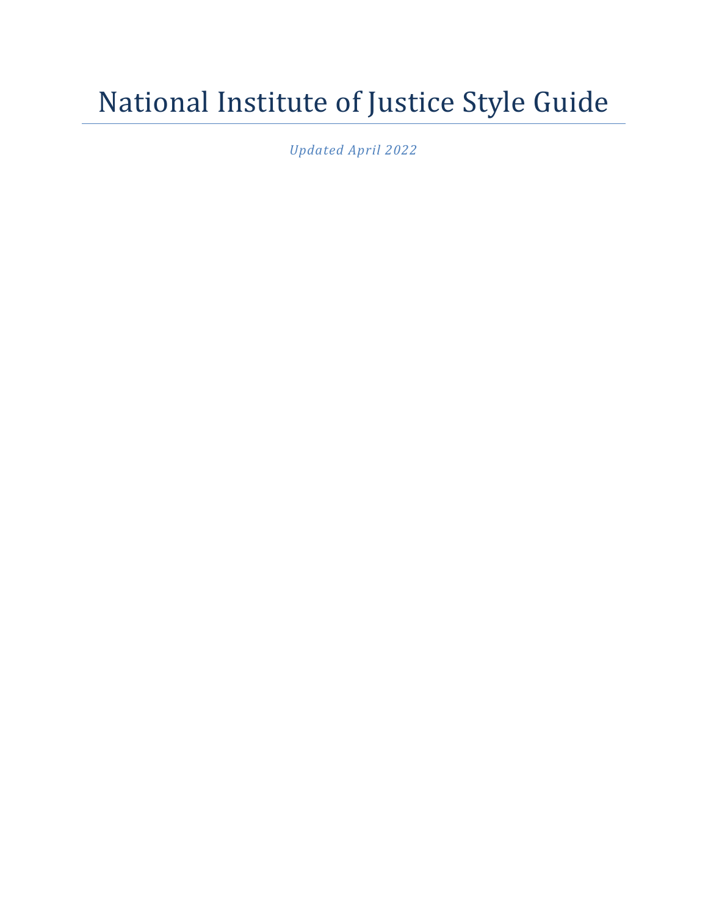# National Institute of Justice Style Guide

*Updated April 2022*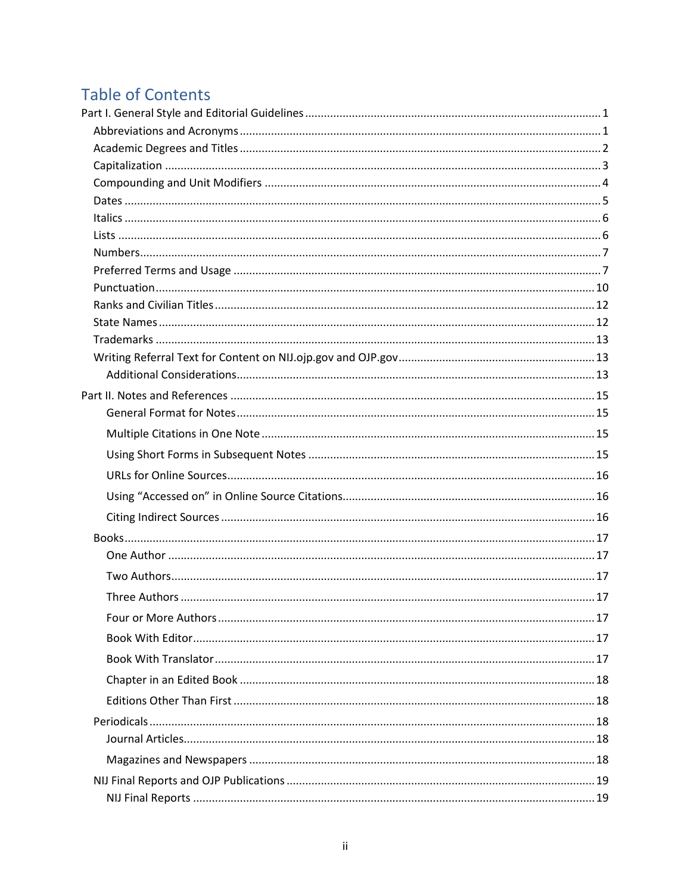# Table of Contents

- Part I. General Style and Editorial Guidelines ..... 1
  - Abbreviations and Acronyms ..... 1
  - Academic Degrees and Titles ..... 2
  - Capitalization ..... 3
  - Compounding and Unit Modifiers ..... 4
  - Dates ..... 5
  - Italics ..... 6
  - Lists ..... 6
  - Numbers ..... 7
  - Preferred Terms and Usage ..... 7
  - Punctuation ..... 10
  - Ranks and Civilian Titles ..... 12
  - State Names ..... 12
  - Trademarks ..... 13
  - Writing Referral Text for Content on NIJ.ojp.gov and OJP.gov ..... 13
    - Additional Considerations ..... 13
- Part II. Notes and References ..... 15
    - General Format for Notes ..... 15
    - Multiple Citations in One Note ..... 15
    - Using Short Forms in Subsequent Notes ..... 15
    - URLs for Online Sources ..... 16
    - Using "Accessed on" in Online Source Citations ..... 16
    - Citing Indirect Sources ..... 16
  - Books ..... 17
    - One Author ..... 17
    - Two Authors ..... 17
    - Three Authors ..... 17
    - Four or More Authors ..... 17
    - Book With Editor ..... 17
    - Book With Translator ..... 17
    - Chapter in an Edited Book ..... 18
    - Editions Other Than First ..... 18
  - Periodicals ..... 18
    - Journal Articles ..... 18
    - Magazines and Newspapers ..... 18
  - NIJ Final Reports and OJP Publications ..... 19
    - NIJ Final Reports ..... 19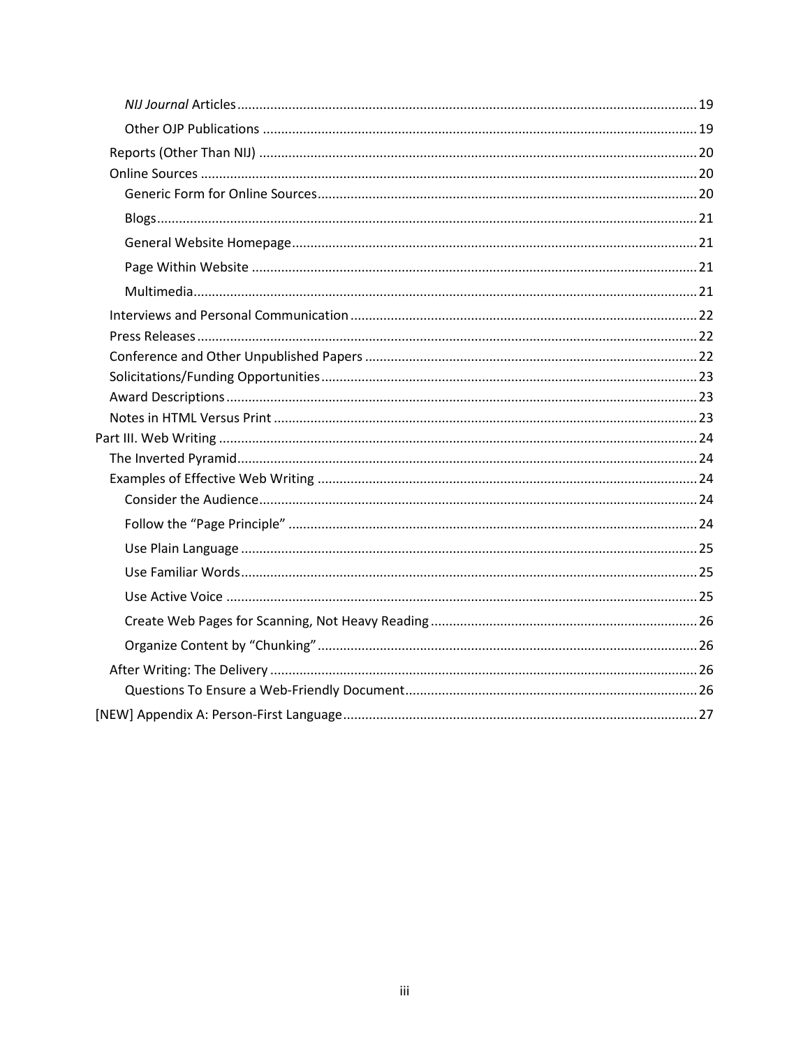- *NIJ Journal* Articles ... 19
- Other OJP Publications ... 19
- Reports (Other Than NIJ) ... 20
- Online Sources ... 20
  - Generic Form for Online Sources ... 20
  - Blogs ... 21
  - General Website Homepage ... 21
  - Page Within Website ... 21
  - Multimedia ... 21
- Interviews and Personal Communication ... 22
- Press Releases ... 22
- Conference and Other Unpublished Papers ... 22
- Solicitations/Funding Opportunities ... 23
- Award Descriptions ... 23
- Notes in HTML Versus Print ... 23

Part III. Web Writing ... 24

- The Inverted Pyramid ... 24
- Examples of Effective Web Writing ... 24
  - Consider the Audience ... 24
  - Follow the "Page Principle" ... 24
  - Use Plain Language ... 25
  - Use Familiar Words ... 25
  - Use Active Voice ... 25
  - Create Web Pages for Scanning, Not Heavy Reading ... 26
  - Organize Content by "Chunking" ... 26
- After Writing: The Delivery ... 26
  - Questions To Ensure a Web-Friendly Document ... 26

[NEW] Appendix A: Person-First Language ... 27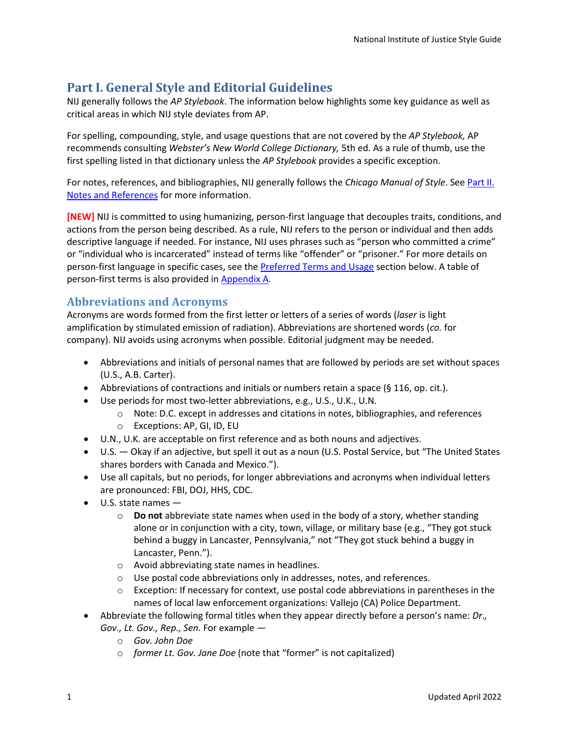# Part I. General Style and Editorial Guidelines

NIJ generally follows the *AP Stylebook*. The information below highlights some key guidance as well as critical areas in which NIJ style deviates from AP.

For spelling, compounding, style, and usage questions that are not covered by the *AP Stylebook,* AP recommends consulting *Webster's New World College Dictionary,* 5th ed. As a rule of thumb, use the first spelling listed in that dictionary unless the *AP Stylebook* provides a specific exception.

For notes, references, and bibliographies, NIJ generally follows the *Chicago Manual of Style*. See [Part II. Notes and References] for more information.

**[NEW]** NIJ is committed to using humanizing, person-first language that decouples traits, conditions, and actions from the person being described. As a rule, NIJ refers to the person or individual and then adds descriptive language if needed. For instance, NIJ uses phrases such as "person who committed a crime" or "individual who is incarcerated" instead of terms like "offender" or "prisoner." For more details on person-first language in specific cases, see the [Preferred Terms and Usage] section below. A table of person-first terms is also provided in [Appendix A].

## Abbreviations and Acronyms

Acronyms are words formed from the first letter or letters of a series of words (*laser* is light amplification by stimulated emission of radiation). Abbreviations are shortened words (*co.* for company). NIJ avoids using acronyms when possible. Editorial judgment may be needed.

- Abbreviations and initials of personal names that are followed by periods are set without spaces (U.S., A.B. Carter).
- Abbreviations of contractions and initials or numbers retain a space (§ 116, op. cit.).
- Use periods for most two-letter abbreviations, e.g., U.S., U.K., U.N.
  - Note: D.C. except in addresses and citations in notes, bibliographies, and references
  - Exceptions: AP, GI, ID, EU
- U.N., U.K. are acceptable on first reference and as both nouns and adjectives.
- U.S. — Okay if an adjective, but spell it out as a noun (U.S. Postal Service, but "The United States shares borders with Canada and Mexico.").
- Use all capitals, but no periods, for longer abbreviations and acronyms when individual letters are pronounced: FBI, DOJ, HHS, CDC.
- U.S. state names —
  - **Do not** abbreviate state names when used in the body of a story, whether standing alone or in conjunction with a city, town, village, or military base (e.g., "They got stuck behind a buggy in Lancaster, Pennsylvania," not "They got stuck behind a buggy in Lancaster, Penn.").
  - Avoid abbreviating state names in headlines.
  - Use postal code abbreviations only in addresses, notes, and references.
  - Exception: If necessary for context, use postal code abbreviations in parentheses in the names of local law enforcement organizations: Vallejo (CA) Police Department.
- Abbreviate the following formal titles when they appear directly before a person's name: *Dr., Gov., Lt. Gov., Rep., Sen.* For example —
  - *Gov. John Doe*
  - *former Lt. Gov. Jane Doe* (note that "former" is not capitalized)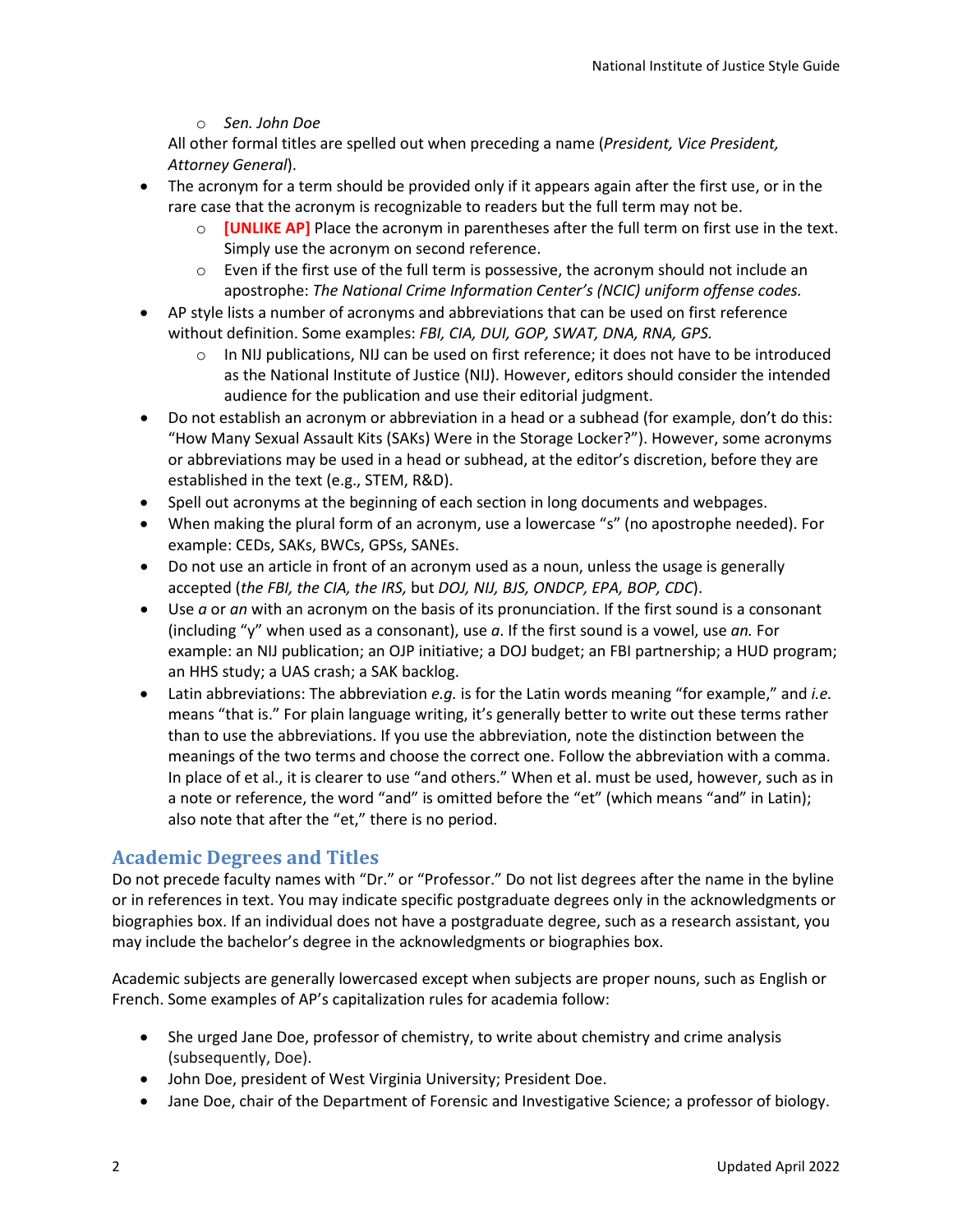- *Sen. John Doe*

  All other formal titles are spelled out when preceding a name (*President, Vice President, Attorney General*).
- The acronym for a term should be provided only if it appears again after the first use, or in the rare case that the acronym is recognizable to readers but the full term may not be.
    - **[UNLIKE AP]** Place the acronym in parentheses after the full term on first use in the text. Simply use the acronym on second reference.
    - Even if the first use of the full term is possessive, the acronym should not include an apostrophe: *The National Crime Information Center's (NCIC) uniform offense codes.*
- AP style lists a number of acronyms and abbreviations that can be used on first reference without definition. Some examples: *FBI, CIA, DUI, GOP, SWAT, DNA, RNA, GPS.*
    - In NIJ publications, NIJ can be used on first reference; it does not have to be introduced as the National Institute of Justice (NIJ). However, editors should consider the intended audience for the publication and use their editorial judgment.
- Do not establish an acronym or abbreviation in a head or a subhead (for example, don't do this: "How Many Sexual Assault Kits (SAKs) Were in the Storage Locker?"). However, some acronyms or abbreviations may be used in a head or subhead, at the editor's discretion, before they are established in the text (e.g., STEM, R&D).
- Spell out acronyms at the beginning of each section in long documents and webpages.
- When making the plural form of an acronym, use a lowercase "s" (no apostrophe needed). For example: CEDs, SAKs, BWCs, GPSs, SANEs.
- Do not use an article in front of an acronym used as a noun, unless the usage is generally accepted (*the FBI, the CIA, the IRS,* but *DOJ, NIJ, BJS, ONDCP, EPA, BOP, CDC*).
- Use *a* or *an* with an acronym on the basis of its pronunciation. If the first sound is a consonant (including "y" when used as a consonant), use *a*. If the first sound is a vowel, use *an.* For example: an NIJ publication; an OJP initiative; a DOJ budget; an FBI partnership; a HUD program; an HHS study; a UAS crash; a SAK backlog.
- Latin abbreviations: The abbreviation *e.g.* is for the Latin words meaning "for example," and *i.e.* means "that is." For plain language writing, it's generally better to write out these terms rather than to use the abbreviations. If you use the abbreviation, note the distinction between the meanings of the two terms and choose the correct one. Follow the abbreviation with a comma. In place of et al., it is clearer to use "and others." When et al. must be used, however, such as in a note or reference, the word "and" is omitted before the "et" (which means "and" in Latin); also note that after the "et," there is no period.

## Academic Degrees and Titles

Do not precede faculty names with "Dr." or "Professor." Do not list degrees after the name in the byline or in references in text. You may indicate specific postgraduate degrees only in the acknowledgments or biographies box. If an individual does not have a postgraduate degree, such as a research assistant, you may include the bachelor's degree in the acknowledgments or biographies box.

Academic subjects are generally lowercased except when subjects are proper nouns, such as English or French. Some examples of AP's capitalization rules for academia follow:

- She urged Jane Doe, professor of chemistry, to write about chemistry and crime analysis (subsequently, Doe).
- John Doe, president of West Virginia University; President Doe.
- Jane Doe, chair of the Department of Forensic and Investigative Science; a professor of biology.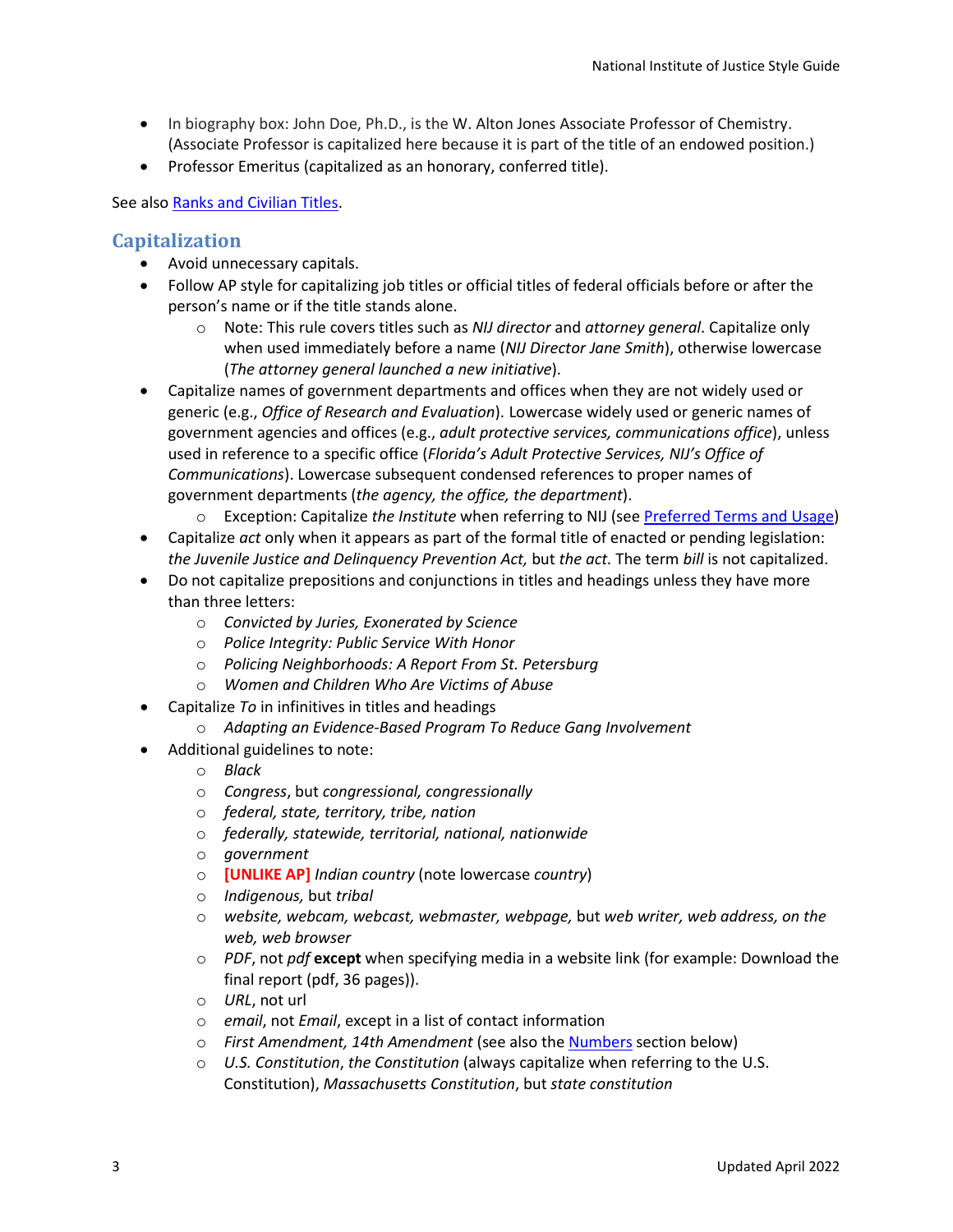- In biography box: John Doe, Ph.D., is the W. Alton Jones Associate Professor of Chemistry. (Associate Professor is capitalized here because it is part of the title of an endowed position.)
- Professor Emeritus (capitalized as an honorary, conferred title).

See also [Ranks and Civilian Titles](#).

## Capitalization

- Avoid unnecessary capitals.
- Follow AP style for capitalizing job titles or official titles of federal officials before or after the person's name or if the title stands alone.
  - Note: This rule covers titles such as *NIJ director* and *attorney general*. Capitalize only when used immediately before a name (*NIJ Director Jane Smith*), otherwise lowercase (*The attorney general launched a new initiative*).
- Capitalize names of government departments and offices when they are not widely used or generic (e.g., *Office of Research and Evaluation*). Lowercase widely used or generic names of government agencies and offices (e.g., *adult protective services, communications office*), unless used in reference to a specific office (*Florida's Adult Protective Services, NIJ's Office of Communications*). Lowercase subsequent condensed references to proper names of government departments (*the agency, the office, the department*).
  - Exception: Capitalize *the Institute* when referring to NIJ (see [Preferred Terms and Usage](#))
- Capitalize *act* only when it appears as part of the formal title of enacted or pending legislation: *the Juvenile Justice and Delinquency Prevention Act,* but *the act.* The term *bill* is not capitalized.
- Do not capitalize prepositions and conjunctions in titles and headings unless they have more than three letters:
  - *Convicted by Juries, Exonerated by Science*
  - *Police Integrity: Public Service With Honor*
  - *Policing Neighborhoods: A Report From St. Petersburg*
  - *Women and Children Who Are Victims of Abuse*
- Capitalize *To* in infinitives in titles and headings
  - *Adapting an Evidence-Based Program To Reduce Gang Involvement*
- Additional guidelines to note:
  - *Black*
  - *Congress*, but *congressional, congressionally*
  - *federal, state, territory, tribe, nation*
  - *federally, statewide, territorial, national, nationwide*
  - *government*
  - **[UNLIKE AP]** *Indian country* (note lowercase *country*)
  - *Indigenous,* but *tribal*
  - *website, webcam, webcast, webmaster, webpage,* but *web writer, web address, on the web, web browser*
  - *PDF*, not *pdf* **except** when specifying media in a website link (for example: Download the final report (pdf, 36 pages)).
  - *URL*, not url
  - *email*, not *Email*, except in a list of contact information
  - *First Amendment, 14th Amendment* (see also the [Numbers](#) section below)
  - *U.S. Constitution*, *the Constitution* (always capitalize when referring to the U.S. Constitution), *Massachusetts Constitution*, but *state constitution*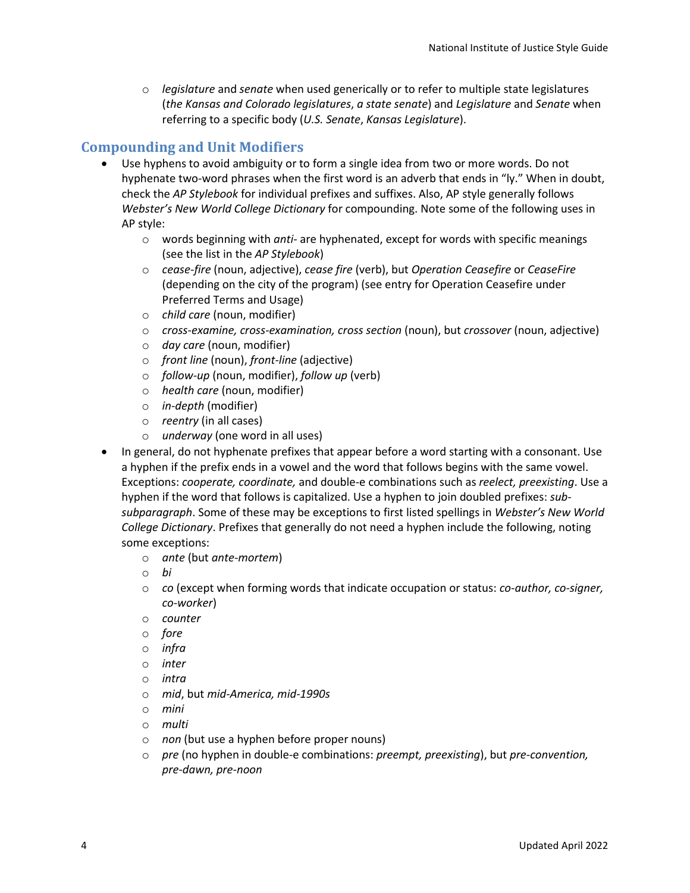- *legislature* and *senate* when used generically or to refer to multiple state legislatures (*the Kansas and Colorado legislatures*, *a state senate*) and *Legislature* and *Senate* when referring to a specific body (*U.S. Senate*, *Kansas Legislature*).

## Compounding and Unit Modifiers

- Use hyphens to avoid ambiguity or to form a single idea from two or more words. Do not hyphenate two-word phrases when the first word is an adverb that ends in "ly." When in doubt, check the *AP Stylebook* for individual prefixes and suffixes. Also, AP style generally follows *Webster's New World College Dictionary* for compounding. Note some of the following uses in AP style:
  - words beginning with *anti-* are hyphenated, except for words with specific meanings (see the list in the *AP Stylebook*)
  - *cease-fire* (noun, adjective), *cease fire* (verb), but *Operation Ceasefire* or *CeaseFire* (depending on the city of the program) (see entry for Operation Ceasefire under Preferred Terms and Usage)
  - *child care* (noun, modifier)
  - *cross-examine, cross-examination, cross section* (noun), but *crossover* (noun, adjective)
  - *day care* (noun, modifier)
  - *front line* (noun), *front-line* (adjective)
  - *follow-up* (noun, modifier), *follow up* (verb)
  - *health care* (noun, modifier)
  - *in-depth* (modifier)
  - *reentry* (in all cases)
  - *underway* (one word in all uses)
- In general, do not hyphenate prefixes that appear before a word starting with a consonant. Use a hyphen if the prefix ends in a vowel and the word that follows begins with the same vowel. Exceptions: *cooperate, coordinate,* and double-e combinations such as *reelect, preexisting*. Use a hyphen if the word that follows is capitalized. Use a hyphen to join doubled prefixes: *sub-subparagraph*. Some of these may be exceptions to first listed spellings in *Webster's New World College Dictionary*. Prefixes that generally do not need a hyphen include the following, noting some exceptions:
  - *ante* (but *ante-mortem*)
  - *bi*
  - *co* (except when forming words that indicate occupation or status: *co-author, co-signer, co-worker*)
  - *counter*
  - *fore*
  - *infra*
  - *inter*
  - *intra*
  - *mid*, but *mid-America, mid-1990s*
  - *mini*
  - *multi*
  - *non* (but use a hyphen before proper nouns)
  - *pre* (no hyphen in double-e combinations: *preempt, preexisting*), but *pre-convention, pre-dawn, pre-noon*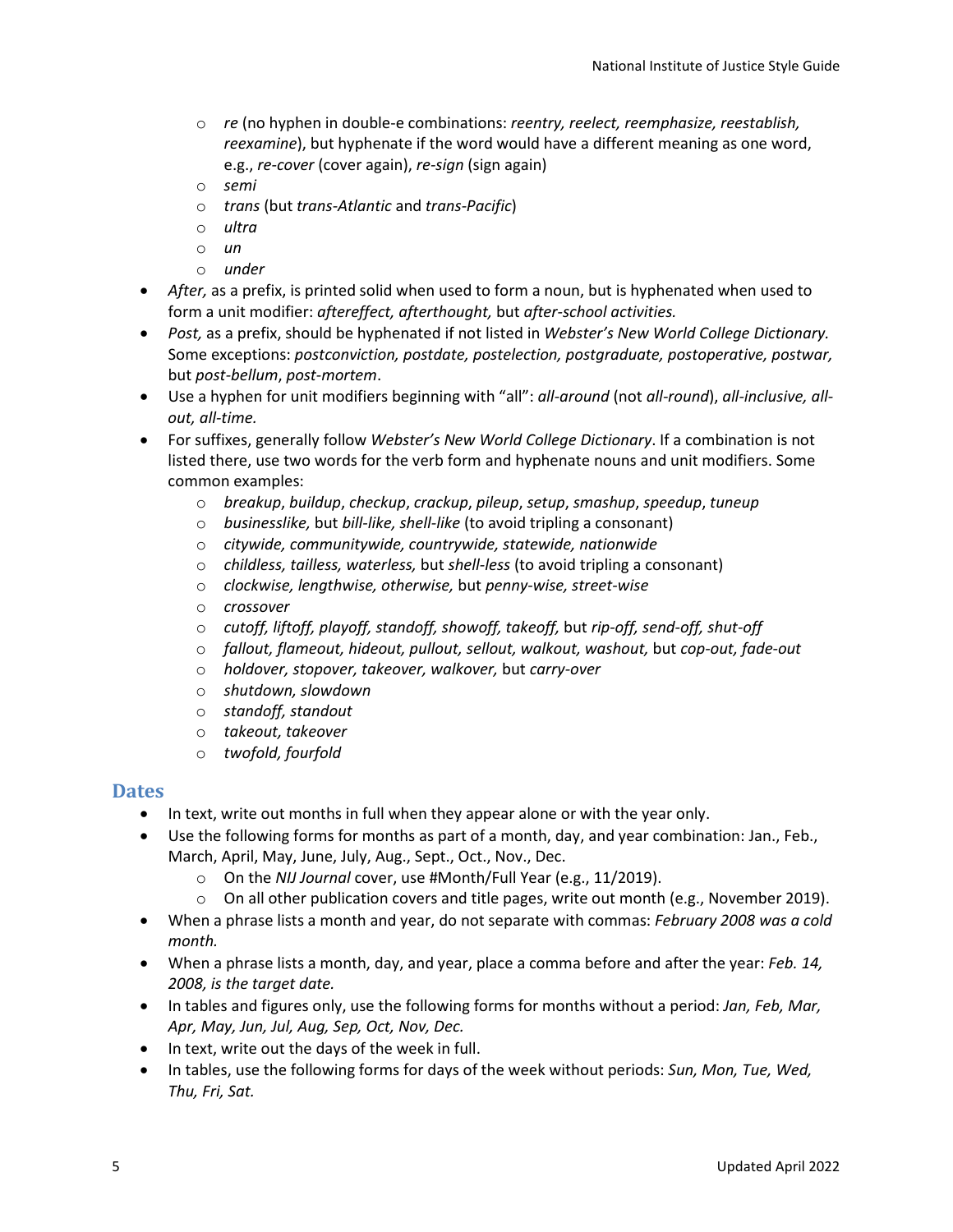- *re* (no hyphen in double-e combinations: *reentry, reelect, reemphasize, reestablish, reexamine*), but hyphenate if the word would have a different meaning as one word, e.g., *re-cover* (cover again), *re-sign* (sign again)
  - *semi*
  - *trans* (but *trans-Atlantic* and *trans-Pacific*)
  - *ultra*
  - *un*
  - *under*
- *After,* as a prefix, is printed solid when used to form a noun, but is hyphenated when used to form a unit modifier: *aftereffect, afterthought,* but *after-school activities.*
- *Post,* as a prefix, should be hyphenated if not listed in *Webster's New World College Dictionary.* Some exceptions: *postconviction, postdate, postelection, postgraduate, postoperative, postwar,* but *post-bellum*, *post-mortem*.
- Use a hyphen for unit modifiers beginning with "all": *all-around* (not *all-round*), *all-inclusive, all-out, all-time.*
- For suffixes, generally follow *Webster's New World College Dictionary*. If a combination is not listed there, use two words for the verb form and hyphenate nouns and unit modifiers. Some common examples:
  - *breakup*, *buildup*, *checkup*, *crackup*, *pileup*, *setup*, *smashup*, *speedup*, *tuneup*
  - *businesslike,* but *bill-like, shell-like* (to avoid tripling a consonant)
  - *citywide, communitywide, countrywide, statewide, nationwide*
  - *childless, tailless, waterless,* but *shell-less* (to avoid tripling a consonant)
  - *clockwise, lengthwise, otherwise,* but *penny-wise, street-wise*
  - *crossover*
  - *cutoff, liftoff, playoff, standoff, showoff, takeoff,* but *rip-off, send-off, shut-off*
  - *fallout, flameout, hideout, pullout, sellout, walkout, washout,* but *cop-out, fade-out*
  - *holdover, stopover, takeover, walkover,* but *carry-over*
  - *shutdown, slowdown*
  - *standoff, standout*
  - *takeout, takeover*
  - *twofold, fourfold*

## Dates

- In text, write out months in full when they appear alone or with the year only.
- Use the following forms for months as part of a month, day, and year combination: Jan., Feb., March, April, May, June, July, Aug., Sept., Oct., Nov., Dec.
  - On the *NIJ Journal* cover, use #Month/Full Year (e.g., 11/2019).
  - On all other publication covers and title pages, write out month (e.g., November 2019).
- When a phrase lists a month and year, do not separate with commas: *February 2008 was a cold month.*
- When a phrase lists a month, day, and year, place a comma before and after the year: *Feb. 14, 2008, is the target date.*
- In tables and figures only, use the following forms for months without a period: *Jan, Feb, Mar, Apr, May, Jun, Jul, Aug, Sep, Oct, Nov, Dec.*
- In text, write out the days of the week in full.
- In tables, use the following forms for days of the week without periods: *Sun, Mon, Tue, Wed, Thu, Fri, Sat.*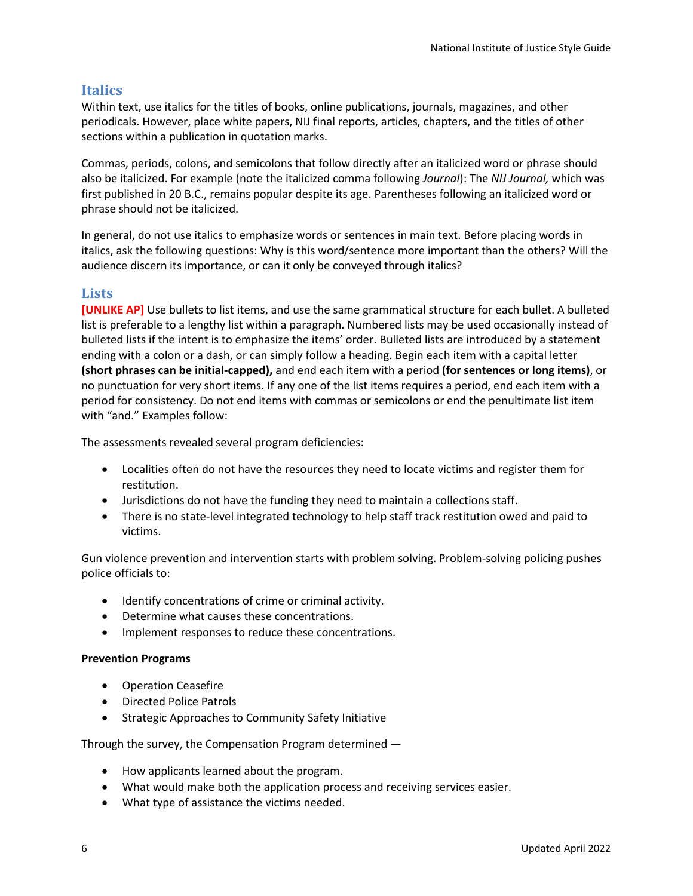## Italics

Within text, use italics for the titles of books, online publications, journals, magazines, and other periodicals. However, place white papers, NIJ final reports, articles, chapters, and the titles of other sections within a publication in quotation marks.

Commas, periods, colons, and semicolons that follow directly after an italicized word or phrase should also be italicized. For example (note the italicized comma following *Journal*): The *NIJ Journal,* which was first published in 20 B.C., remains popular despite its age. Parentheses following an italicized word or phrase should not be italicized.

In general, do not use italics to emphasize words or sentences in main text. Before placing words in italics, ask the following questions: Why is this word/sentence more important than the others? Will the audience discern its importance, or can it only be conveyed through italics?

## Lists

**[UNLIKE AP]** Use bullets to list items, and use the same grammatical structure for each bullet. A bulleted list is preferable to a lengthy list within a paragraph. Numbered lists may be used occasionally instead of bulleted lists if the intent is to emphasize the items' order. Bulleted lists are introduced by a statement ending with a colon or a dash, or can simply follow a heading. Begin each item with a capital letter **(short phrases can be initial-capped),** and end each item with a period **(for sentences or long items)**, or no punctuation for very short items. If any one of the list items requires a period, end each item with a period for consistency. Do not end items with commas or semicolons or end the penultimate list item with "and." Examples follow:

The assessments revealed several program deficiencies:

- Localities often do not have the resources they need to locate victims and register them for restitution.
- Jurisdictions do not have the funding they need to maintain a collections staff.
- There is no state-level integrated technology to help staff track restitution owed and paid to victims.

Gun violence prevention and intervention starts with problem solving. Problem-solving policing pushes police officials to:

- Identify concentrations of crime or criminal activity.
- Determine what causes these concentrations.
- Implement responses to reduce these concentrations.

**Prevention Programs**

- Operation Ceasefire
- Directed Police Patrols
- Strategic Approaches to Community Safety Initiative

Through the survey, the Compensation Program determined —

- How applicants learned about the program.
- What would make both the application process and receiving services easier.
- What type of assistance the victims needed.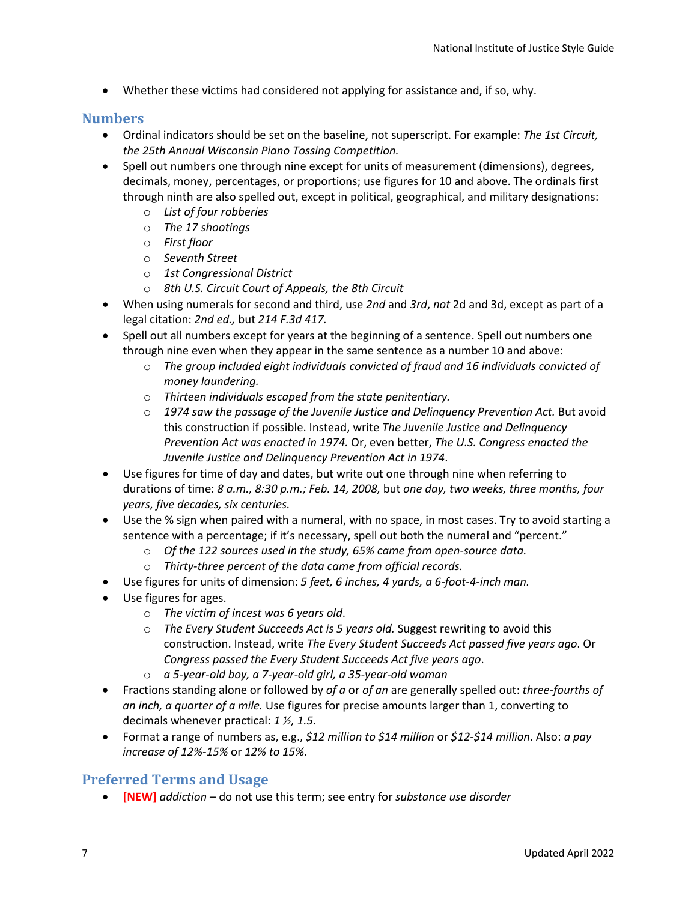- Whether these victims had considered not applying for assistance and, if so, why.

## Numbers

- Ordinal indicators should be set on the baseline, not superscript. For example: *The 1st Circuit, the 25th Annual Wisconsin Piano Tossing Competition.*
- Spell out numbers one through nine except for units of measurement (dimensions), degrees, decimals, money, percentages, or proportions; use figures for 10 and above. The ordinals first through ninth are also spelled out, except in political, geographical, and military designations:
  - *List of four robberies*
  - *The 17 shootings*
  - *First floor*
  - *Seventh Street*
  - *1st Congressional District*
  - *8th U.S. Circuit Court of Appeals, the 8th Circuit*
- When using numerals for second and third, use *2nd* and *3rd*, *not* 2d and 3d, except as part of a legal citation: *2nd ed.,* but *214 F.3d 417.*
- Spell out all numbers except for years at the beginning of a sentence. Spell out numbers one through nine even when they appear in the same sentence as a number 10 and above:
  - *The group included eight individuals convicted of fraud and 16 individuals convicted of money laundering.*
  - *Thirteen individuals escaped from the state penitentiary.*
  - *1974 saw the passage of the Juvenile Justice and Delinquency Prevention Act.* But avoid this construction if possible. Instead, write *The Juvenile Justice and Delinquency Prevention Act was enacted in 1974.* Or, even better, *The U.S. Congress enacted the Juvenile Justice and Delinquency Prevention Act in 1974*.
- Use figures for time of day and dates, but write out one through nine when referring to durations of time: *8 a.m., 8:30 p.m.; Feb. 14, 2008,* but *one day, two weeks, three months, four years, five decades, six centuries.*
- Use the % sign when paired with a numeral, with no space, in most cases. Try to avoid starting a sentence with a percentage; if it's necessary, spell out both the numeral and "percent."
  - *Of the 122 sources used in the study, 65% came from open-source data.*
  - *Thirty-three percent of the data came from official records.*
- Use figures for units of dimension: *5 feet, 6 inches, 4 yards, a 6-foot-4-inch man.*
- Use figures for ages.
  - *The victim of incest was 6 years old*.
  - *The Every Student Succeeds Act is 5 years old.* Suggest rewriting to avoid this construction. Instead, write *The Every Student Succeeds Act passed five years ago*. Or *Congress passed the Every Student Succeeds Act five years ago*.
  - *a 5-year-old boy, a 7-year-old girl, a 35-year-old woman*
- Fractions standing alone or followed by *of a* or *of an* are generally spelled out: *three-fourths of an inch, a quarter of a mile.* Use figures for precise amounts larger than 1, converting to decimals whenever practical: *1 ½, 1.5*.
- Format a range of numbers as, e.g., *$12 million to $14 million* or *$12-$14 million*. Also: *a pay increase of 12%-15%* or *12% to 15%.*

## Preferred Terms and Usage

- **[NEW]** *addiction* – do not use this term; see entry for *substance use disorder*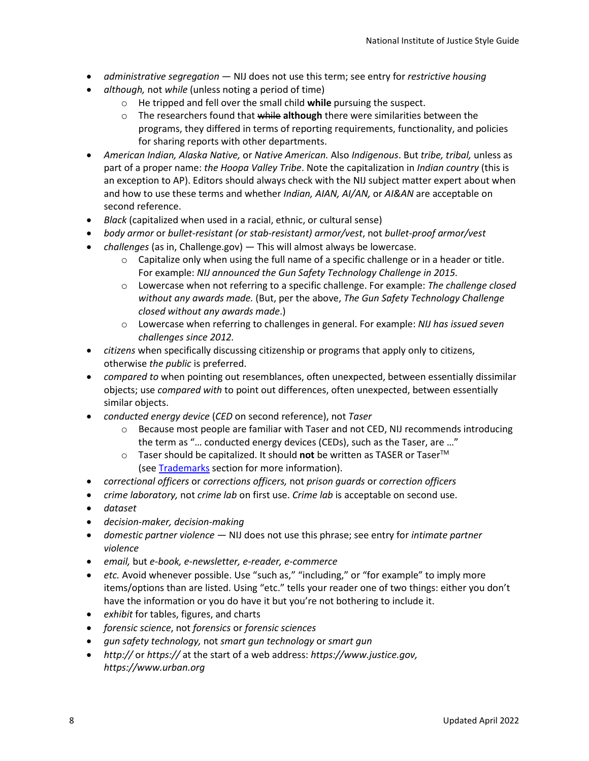- *administrative segregation* — NIJ does not use this term; see entry for *restrictive housing*
- *although,* not *while* (unless noting a period of time)
  - He tripped and fell over the small child **while** pursuing the suspect.
  - The researchers found that ~~while~~ **although** there were similarities between the programs, they differed in terms of reporting requirements, functionality, and policies for sharing reports with other departments.
- *American Indian, Alaska Native,* or *Native American.* Also *Indigenous*. But *tribe, tribal,* unless as part of a proper name: *the Hoopa Valley Tribe*. Note the capitalization in *Indian country* (this is an exception to AP). Editors should always check with the NIJ subject matter expert about when and how to use these terms and whether *Indian, AIAN, AI/AN,* or *AI&AN* are acceptable on second reference.
- *Black* (capitalized when used in a racial, ethnic, or cultural sense)
- *body armor* or *bullet-resistant (or stab-resistant) armor/vest*, not *bullet-proof armor/vest*
- *challenges* (as in, Challenge.gov) — This will almost always be lowercase.
  - Capitalize only when using the full name of a specific challenge or in a header or title. For example: *NIJ announced the Gun Safety Technology Challenge in 2015.*
  - Lowercase when not referring to a specific challenge. For example: *The challenge closed without any awards made.* (But, per the above, *The Gun Safety Technology Challenge closed without any awards made*.)
  - Lowercase when referring to challenges in general. For example: *NIJ has issued seven challenges since 2012.*
- *citizens* when specifically discussing citizenship or programs that apply only to citizens, otherwise *the public* is preferred.
- *compared to* when pointing out resemblances, often unexpected, between essentially dissimilar objects; use *compared with* to point out differences, often unexpected, between essentially similar objects.
- *conducted energy device* (*CED* on second reference), not *Taser*
  - Because most people are familiar with Taser and not CED, NIJ recommends introducing the term as "… conducted energy devices (CEDs), such as the Taser, are …"
  - Taser should be capitalized. It should **not** be written as TASER or Taser™ (see [Trademarks] section for more information).
- *correctional officers* or *corrections officers,* not *prison guards* or *correction officers*
- *crime laboratory,* not *crime lab* on first use. *Crime lab* is acceptable on second use.
- *dataset*
- *decision-maker, decision-making*
- *domestic partner violence* — NIJ does not use this phrase; see entry for *intimate partner violence*
- *email,* but *e-book, e-newsletter, e-reader, e-commerce*
- *etc.* Avoid whenever possible. Use "such as," "including," or "for example" to imply more items/options than are listed. Using "etc." tells your reader one of two things: either you don't have the information or you do have it but you're not bothering to include it.
- *exhibit* for tables, figures, and charts
- *forensic science*, not *forensics* or *forensic sciences*
- *gun safety technology,* not *smart gun technology* or *smart gun*
- *http://* or *https://* at the start of a web address: *https://www.justice.gov, https://www.urban.org*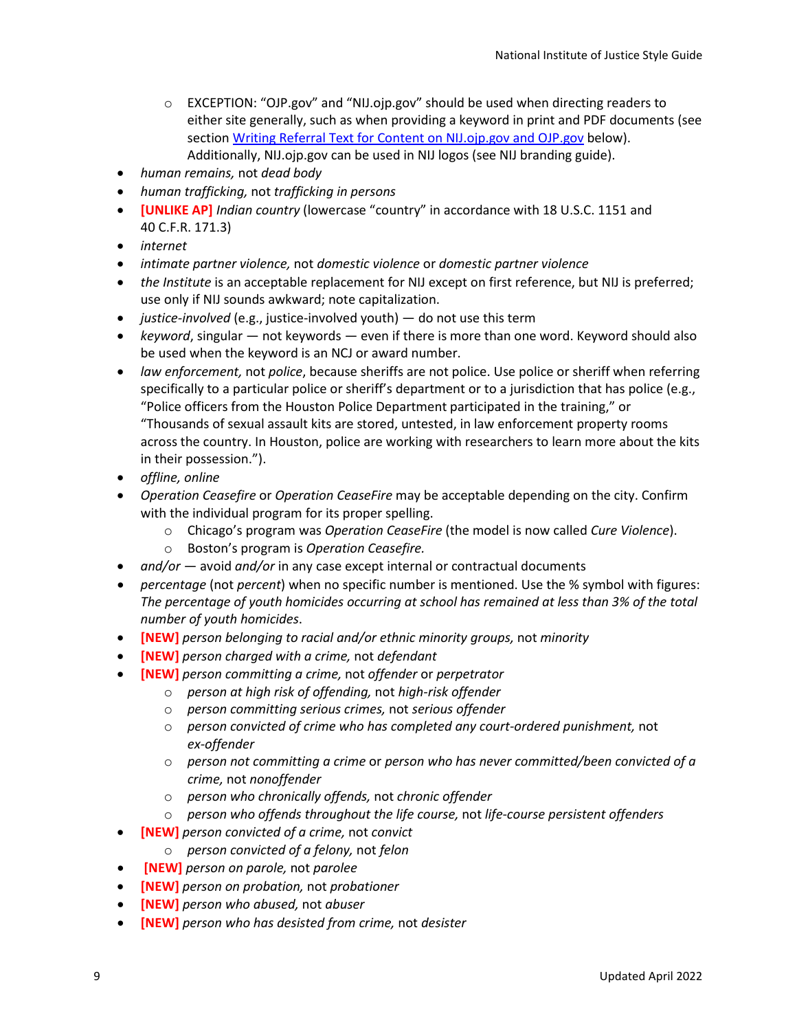- EXCEPTION: "OJP.gov" and "NIJ.ojp.gov" should be used when directing readers to either site generally, such as when providing a keyword in print and PDF documents (see section [Writing Referral Text for Content on NIJ.ojp.gov and OJP.gov]() below). Additionally, NIJ.ojp.gov can be used in NIJ logos (see NIJ branding guide).
- *human remains,* not *dead body*
- *human trafficking,* not *trafficking in persons*
- **[UNLIKE AP]** *Indian country* (lowercase "country" in accordance with 18 U.S.C. 1151 and 40 C.F.R. 171.3)
- *internet*
- *intimate partner violence,* not *domestic violence* or *domestic partner violence*
- *the Institute* is an acceptable replacement for NIJ except on first reference, but NIJ is preferred; use only if NIJ sounds awkward; note capitalization.
- *justice-involved* (e.g., justice-involved youth) — do not use this term
- *keyword*, singular — not keywords — even if there is more than one word. Keyword should also be used when the keyword is an NCJ or award number.
- *law enforcement,* not *police*, because sheriffs are not police. Use police or sheriff when referring specifically to a particular police or sheriff's department or to a jurisdiction that has police (e.g., "Police officers from the Houston Police Department participated in the training," or "Thousands of sexual assault kits are stored, untested, in law enforcement property rooms across the country. In Houston, police are working with researchers to learn more about the kits in their possession.").
- *offline, online*
- *Operation Ceasefire* or *Operation CeaseFire* may be acceptable depending on the city. Confirm with the individual program for its proper spelling.
  - Chicago's program was *Operation CeaseFire* (the model is now called *Cure Violence*).
  - Boston's program is *Operation Ceasefire.*
- *and/or* — avoid *and/or* in any case except internal or contractual documents
- *percentage* (not *percent*) when no specific number is mentioned. Use the % symbol with figures: *The percentage of youth homicides occurring at school has remained at less than 3% of the total number of youth homicides*.
- **[NEW]** *person belonging to racial and/or ethnic minority groups,* not *minority*
- **[NEW]** *person charged with a crime,* not *defendant*
- **[NEW]** *person committing a crime,* not *offender* or *perpetrator*
  - *person at high risk of offending,* not *high-risk offender*
  - *person committing serious crimes,* not *serious offender*
  - *person convicted of crime who has completed any court-ordered punishment,* not *ex-offender*
  - *person not committing a crime* or *person who has never committed/been convicted of a crime,* not *nonoffender*
  - *person who chronically offends,* not *chronic offender*
  - *person who offends throughout the life course,* not *life-course persistent offenders*
- **[NEW]** *person convicted of a crime,* not *convict*
  - *person convicted of a felony,* not *felon*
- **[NEW]** *person on parole,* not *parolee*
- **[NEW]** *person on probation,* not *probationer*
- **[NEW]** *person who abused,* not *abuser*
- **[NEW]** *person who has desisted from crime,* not *desister*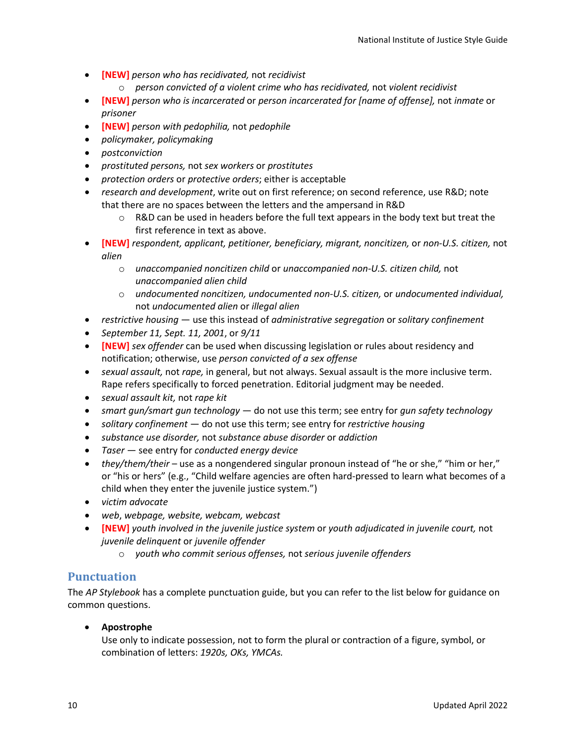- **[NEW]** *person who has recidivated,* not *recidivist*
    - *person convicted of a violent crime who has recidivated,* not *violent recidivist*
- **[NEW]** *person who is incarcerated* or *person incarcerated for [name of offense],* not *inmate* or *prisoner*
- **[NEW]** *person with pedophilia,* not *pedophile*
- *policymaker, policymaking*
- *postconviction*
- *prostituted persons,* not *sex workers* or *prostitutes*
- *protection orders* or *protective orders*; either is acceptable
- *research and development*, write out on first reference; on second reference, use R&D; note that there are no spaces between the letters and the ampersand in R&D
    - R&D can be used in headers before the full text appears in the body text but treat the first reference in text as above.
- **[NEW]** *respondent, applicant, petitioner, beneficiary, migrant, noncitizen,* or *non-U.S. citizen,* not *alien*
    - *unaccompanied noncitizen child* or *unaccompanied non-U.S. citizen child,* not *unaccompanied alien child*
    - *undocumented noncitizen, undocumented non-U.S. citizen,* or *undocumented individual,* not *undocumented alien* or *illegal alien*
- *restrictive housing* — use this instead of *administrative segregation* or *solitary confinement*
- *September 11, Sept. 11, 2001*, or *9/11*
- **[NEW]** *sex offender* can be used when discussing legislation or rules about residency and notification; otherwise, use *person convicted of a sex offense*
- *sexual assault,* not *rape,* in general, but not always. Sexual assault is the more inclusive term. Rape refers specifically to forced penetration. Editorial judgment may be needed.
- *sexual assault kit,* not *rape kit*
- *smart gun/smart gun technology* — do not use this term; see entry for *gun safety technology*
- *solitary confinement* — do not use this term; see entry for *restrictive housing*
- *substance use disorder,* not *substance abuse disorder* or *addiction*
- *Taser* — see entry for *conducted energy device*
- *they/them/their* – use as a nongendered singular pronoun instead of "he or she," "him or her," or "his or hers" (e.g., "Child welfare agencies are often hard-pressed to learn what becomes of a child when they enter the juvenile justice system.")
- *victim advocate*
- *web*, *webpage, website, webcam, webcast*
- **[NEW]** *youth involved in the juvenile justice system* or *youth adjudicated in juvenile court,* not *juvenile delinquent* or *juvenile offender*
    - *youth who commit serious offenses,* not *serious juvenile offenders*

## Punctuation

The *AP Stylebook* has a complete punctuation guide, but you can refer to the list below for guidance on common questions.

- **Apostrophe**
  Use only to indicate possession, not to form the plural or contraction of a figure, symbol, or combination of letters: *1920s, OKs, YMCAs.*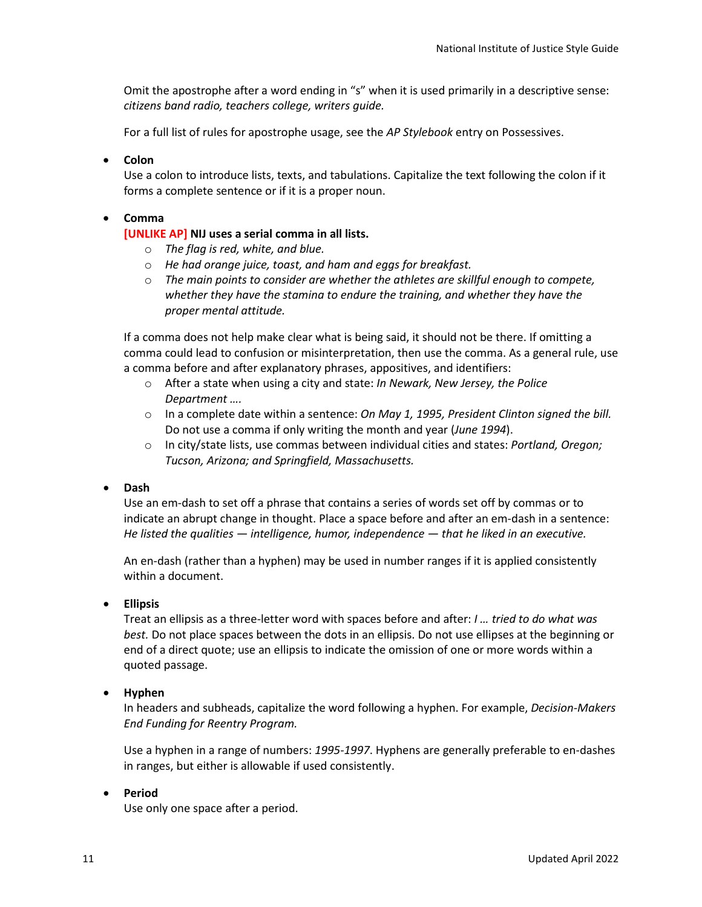Omit the apostrophe after a word ending in "s" when it is used primarily in a descriptive sense: *citizens band radio, teachers college, writers guide.*

For a full list of rules for apostrophe usage, see the *AP Stylebook* entry on Possessives.

- **Colon**
  Use a colon to introduce lists, texts, and tabulations. Capitalize the text following the colon if it forms a complete sentence or if it is a proper noun.

- **Comma**
  **[UNLIKE AP] NIJ uses a serial comma in all lists.**
  - *The flag is red, white, and blue.*
  - *He had orange juice, toast, and ham and eggs for breakfast.*
  - *The main points to consider are whether the athletes are skillful enough to compete, whether they have the stamina to endure the training, and whether they have the proper mental attitude.*

  If a comma does not help make clear what is being said, it should not be there. If omitting a comma could lead to confusion or misinterpretation, then use the comma. As a general rule, use a comma before and after explanatory phrases, appositives, and identifiers:
  - After a state when using a city and state: *In Newark, New Jersey, the Police Department ….*
  - In a complete date within a sentence: *On May 1, 1995, President Clinton signed the bill.* Do not use a comma if only writing the month and year (*June 1994*).
  - In city/state lists, use commas between individual cities and states: *Portland, Oregon; Tucson, Arizona; and Springfield, Massachusetts.*

- **Dash**
  Use an em-dash to set off a phrase that contains a series of words set off by commas or to indicate an abrupt change in thought. Place a space before and after an em-dash in a sentence: *He listed the qualities — intelligence, humor, independence — that he liked in an executive.*

  An en-dash (rather than a hyphen) may be used in number ranges if it is applied consistently within a document.

- **Ellipsis**
  Treat an ellipsis as a three-letter word with spaces before and after: *I … tried to do what was best.* Do not place spaces between the dots in an ellipsis. Do not use ellipses at the beginning or end of a direct quote; use an ellipsis to indicate the omission of one or more words within a quoted passage.

- **Hyphen**
  In headers and subheads, capitalize the word following a hyphen. For example, *Decision-Makers End Funding for Reentry Program.*

  Use a hyphen in a range of numbers: *1995-1997*. Hyphens are generally preferable to en-dashes in ranges, but either is allowable if used consistently.

- **Period**
  Use only one space after a period.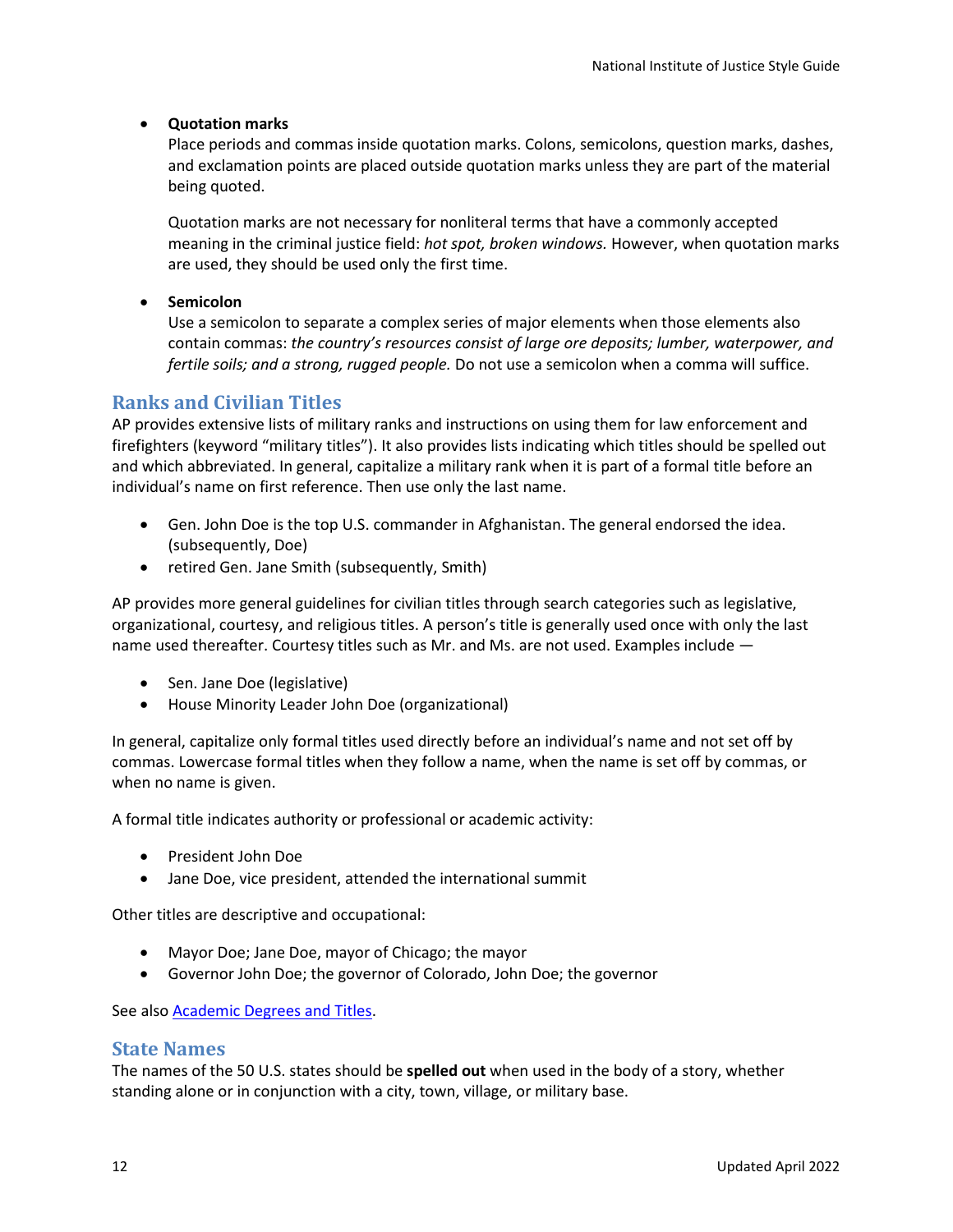- **Quotation marks**
  Place periods and commas inside quotation marks. Colons, semicolons, question marks, dashes, and exclamation points are placed outside quotation marks unless they are part of the material being quoted.

  Quotation marks are not necessary for nonliteral terms that have a commonly accepted meaning in the criminal justice field: *hot spot, broken windows.* However, when quotation marks are used, they should be used only the first time.

- **Semicolon**
  Use a semicolon to separate a complex series of major elements when those elements also contain commas: *the country's resources consist of large ore deposits; lumber, waterpower, and fertile soils; and a strong, rugged people.* Do not use a semicolon when a comma will suffice.

## Ranks and Civilian Titles

AP provides extensive lists of military ranks and instructions on using them for law enforcement and firefighters (keyword "military titles"). It also provides lists indicating which titles should be spelled out and which abbreviated. In general, capitalize a military rank when it is part of a formal title before an individual's name on first reference. Then use only the last name.

- Gen. John Doe is the top U.S. commander in Afghanistan. The general endorsed the idea. (subsequently, Doe)
- retired Gen. Jane Smith (subsequently, Smith)

AP provides more general guidelines for civilian titles through search categories such as legislative, organizational, courtesy, and religious titles. A person's title is generally used once with only the last name used thereafter. Courtesy titles such as Mr. and Ms. are not used. Examples include —

- Sen. Jane Doe (legislative)
- House Minority Leader John Doe (organizational)

In general, capitalize only formal titles used directly before an individual's name and not set off by commas. Lowercase formal titles when they follow a name, when the name is set off by commas, or when no name is given.

A formal title indicates authority or professional or academic activity:

- President John Doe
- Jane Doe, vice president, attended the international summit

Other titles are descriptive and occupational:

- Mayor Doe; Jane Doe, mayor of Chicago; the mayor
- Governor John Doe; the governor of Colorado, John Doe; the governor

See also Academic Degrees and Titles.

## State Names

The names of the 50 U.S. states should be **spelled out** when used in the body of a story, whether standing alone or in conjunction with a city, town, village, or military base.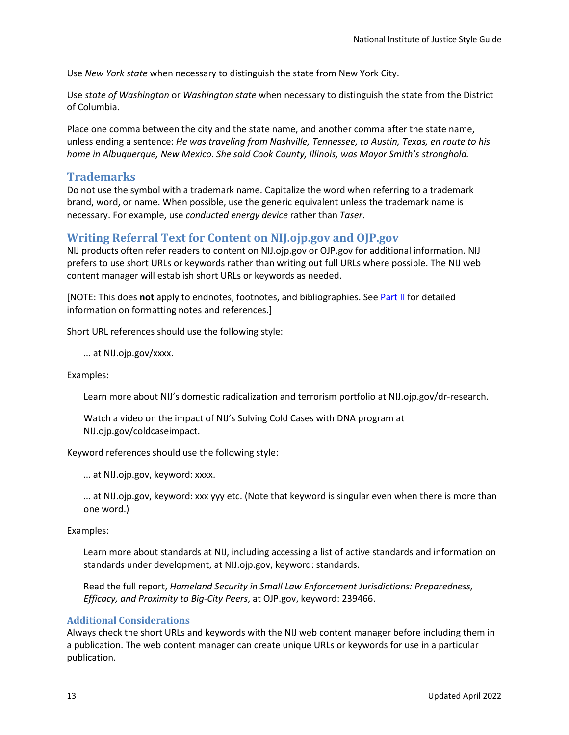Use *New York state* when necessary to distinguish the state from New York City.

Use *state of Washington* or *Washington state* when necessary to distinguish the state from the District of Columbia.

Place one comma between the city and the state name, and another comma after the state name, unless ending a sentence: *He was traveling from Nashville, Tennessee, to Austin, Texas, en route to his home in Albuquerque, New Mexico. She said Cook County, Illinois, was Mayor Smith's stronghold.*

## Trademarks

Do not use the symbol with a trademark name. Capitalize the word when referring to a trademark brand, word, or name. When possible, use the generic equivalent unless the trademark name is necessary. For example, use *conducted energy device* rather than *Taser*.

## Writing Referral Text for Content on NIJ.ojp.gov and OJP.gov

NIJ products often refer readers to content on NIJ.ojp.gov or OJP.gov for additional information. NIJ prefers to use short URLs or keywords rather than writing out full URLs where possible. The NIJ web content manager will establish short URLs or keywords as needed.

[NOTE: This does **not** apply to endnotes, footnotes, and bibliographies. See Part II for detailed information on formatting notes and references.]

Short URL references should use the following style:

> … at NIJ.ojp.gov/xxxx.

Examples:

> Learn more about NIJ's domestic radicalization and terrorism portfolio at NIJ.ojp.gov/dr-research.
>
> Watch a video on the impact of NIJ's Solving Cold Cases with DNA program at NIJ.ojp.gov/coldcaseimpact.

Keyword references should use the following style:

> … at NIJ.ojp.gov, keyword: xxxx.
>
> … at NIJ.ojp.gov, keyword: xxx yyy etc. (Note that keyword is singular even when there is more than one word.)

Examples:

> Learn more about standards at NIJ, including accessing a list of active standards and information on standards under development, at NIJ.ojp.gov, keyword: standards.
>
> Read the full report, *Homeland Security in Small Law Enforcement Jurisdictions: Preparedness, Efficacy, and Proximity to Big-City Peers*, at OJP.gov, keyword: 239466.

### Additional Considerations

Always check the short URLs and keywords with the NIJ web content manager before including them in a publication. The web content manager can create unique URLs or keywords for use in a particular publication.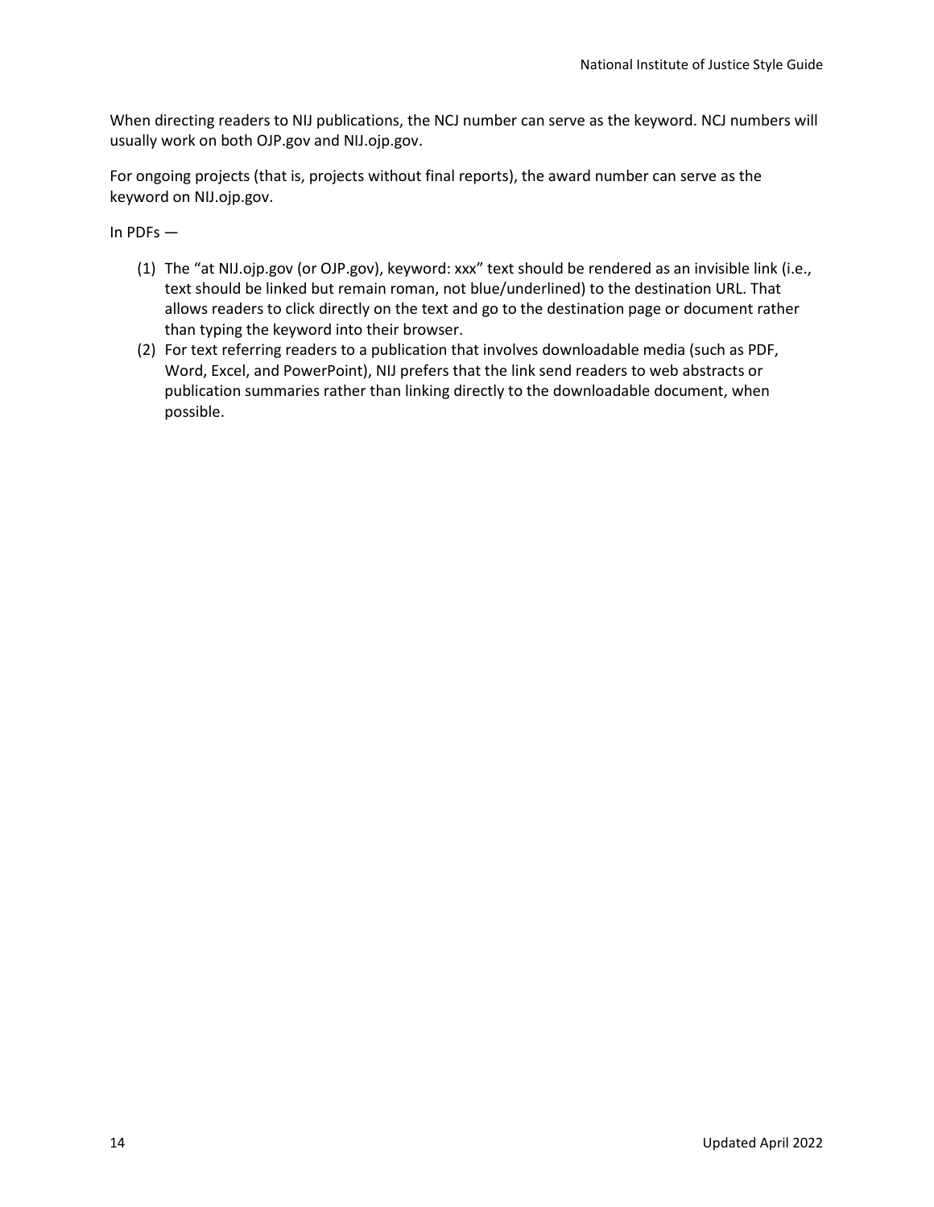When directing readers to NIJ publications, the NCJ number can serve as the keyword. NCJ numbers will usually work on both OJP.gov and NIJ.ojp.gov.

For ongoing projects (that is, projects without final reports), the award number can serve as the keyword on NIJ.ojp.gov.

In PDFs —

(1) The "at NIJ.ojp.gov (or OJP.gov), keyword: xxx" text should be rendered as an invisible link (i.e., text should be linked but remain roman, not blue/underlined) to the destination URL. That allows readers to click directly on the text and go to the destination page or document rather than typing the keyword into their browser.

(2) For text referring readers to a publication that involves downloadable media (such as PDF, Word, Excel, and PowerPoint), NIJ prefers that the link send readers to web abstracts or publication summaries rather than linking directly to the downloadable document, when possible.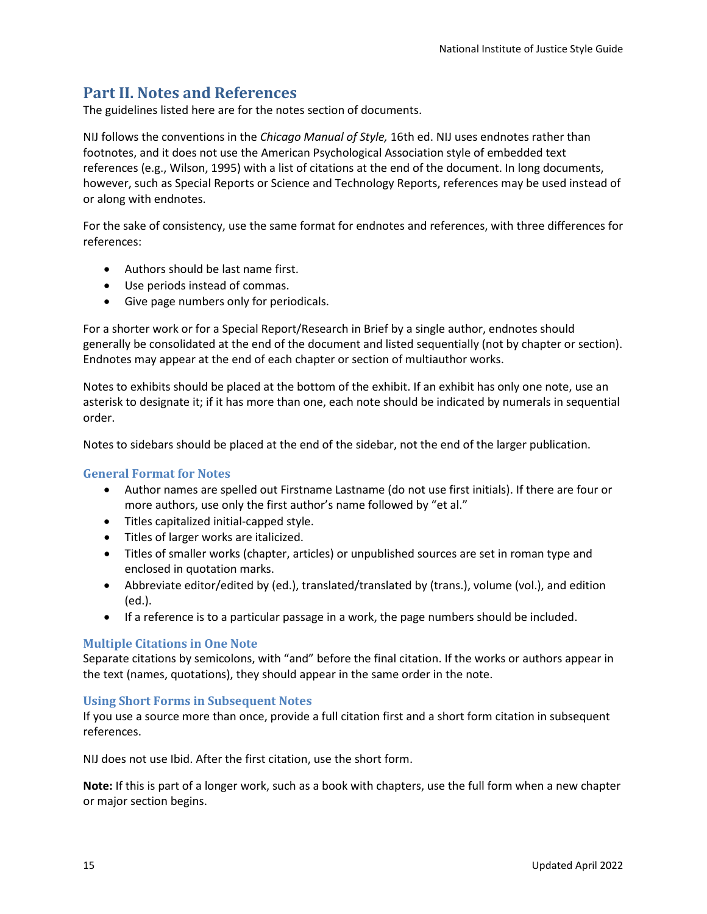## Part II. Notes and References

The guidelines listed here are for the notes section of documents.

NIJ follows the conventions in the *Chicago Manual of Style,* 16th ed. NIJ uses endnotes rather than footnotes, and it does not use the American Psychological Association style of embedded text references (e.g., Wilson, 1995) with a list of citations at the end of the document. In long documents, however, such as Special Reports or Science and Technology Reports, references may be used instead of or along with endnotes.

For the sake of consistency, use the same format for endnotes and references, with three differences for references:

- Authors should be last name first.
- Use periods instead of commas.
- Give page numbers only for periodicals.

For a shorter work or for a Special Report/Research in Brief by a single author, endnotes should generally be consolidated at the end of the document and listed sequentially (not by chapter or section). Endnotes may appear at the end of each chapter or section of multiauthor works.

Notes to exhibits should be placed at the bottom of the exhibit. If an exhibit has only one note, use an asterisk to designate it; if it has more than one, each note should be indicated by numerals in sequential order.

Notes to sidebars should be placed at the end of the sidebar, not the end of the larger publication.

### General Format for Notes

- Author names are spelled out Firstname Lastname (do not use first initials). If there are four or more authors, use only the first author's name followed by "et al."
- Titles capitalized initial-capped style.
- Titles of larger works are italicized.
- Titles of smaller works (chapter, articles) or unpublished sources are set in roman type and enclosed in quotation marks.
- Abbreviate editor/edited by (ed.), translated/translated by (trans.), volume (vol.), and edition (ed.).
- If a reference is to a particular passage in a work, the page numbers should be included.

### Multiple Citations in One Note

Separate citations by semicolons, with "and" before the final citation. If the works or authors appear in the text (names, quotations), they should appear in the same order in the note.

### Using Short Forms in Subsequent Notes

If you use a source more than once, provide a full citation first and a short form citation in subsequent references.

NIJ does not use Ibid. After the first citation, use the short form.

**Note:** If this is part of a longer work, such as a book with chapters, use the full form when a new chapter or major section begins.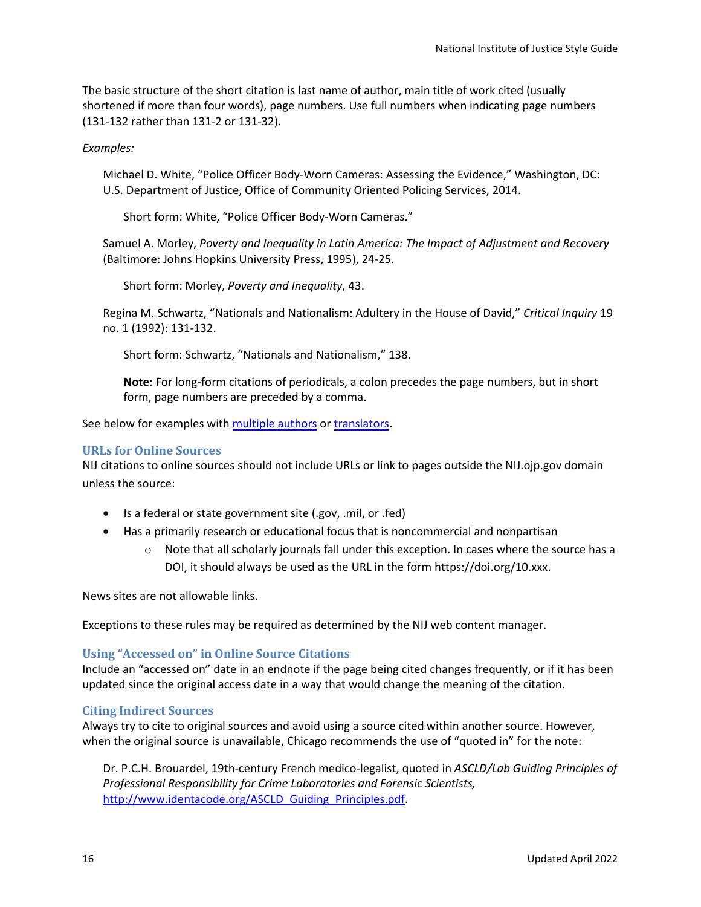The basic structure of the short citation is last name of author, main title of work cited (usually shortened if more than four words), page numbers. Use full numbers when indicating page numbers (131-132 rather than 131-2 or 131-32).

*Examples:*

> Michael D. White, "Police Officer Body-Worn Cameras: Assessing the Evidence," Washington, DC: U.S. Department of Justice, Office of Community Oriented Policing Services, 2014.
>
> > Short form: White, "Police Officer Body-Worn Cameras."
>
> Samuel A. Morley, *Poverty and Inequality in Latin America: The Impact of Adjustment and Recovery* (Baltimore: Johns Hopkins University Press, 1995), 24-25.
>
> > Short form: Morley, *Poverty and Inequality*, 43.
>
> Regina M. Schwartz, "Nationals and Nationalism: Adultery in the House of David," *Critical Inquiry* 19 no. 1 (1992): 131-132.
>
> > Short form: Schwartz, "Nationals and Nationalism," 138.
> >
> > **Note**: For long-form citations of periodicals, a colon precedes the page numbers, but in short form, page numbers are preceded by a comma.

See below for examples with multiple authors or translators.

### URLs for Online Sources

NIJ citations to online sources should not include URLs or link to pages outside the NIJ.ojp.gov domain unless the source:

- Is a federal or state government site (.gov, .mil, or .fed)
- Has a primarily research or educational focus that is noncommercial and nonpartisan
  - Note that all scholarly journals fall under this exception. In cases where the source has a DOI, it should always be used as the URL in the form https://doi.org/10.xxx.

News sites are not allowable links.

Exceptions to these rules may be required as determined by the NIJ web content manager.

### Using "Accessed on" in Online Source Citations

Include an "accessed on" date in an endnote if the page being cited changes frequently, or if it has been updated since the original access date in a way that would change the meaning of the citation.

### Citing Indirect Sources

Always try to cite to original sources and avoid using a source cited within another source. However, when the original source is unavailable, Chicago recommends the use of "quoted in" for the note:

> Dr. P.C.H. Brouardel, 19th-century French medico-legalist, quoted in *ASCLD/Lab Guiding Principles of Professional Responsibility for Crime Laboratories and Forensic Scientists,* http://www.identacode.org/ASCLD_Guiding_Principles.pdf.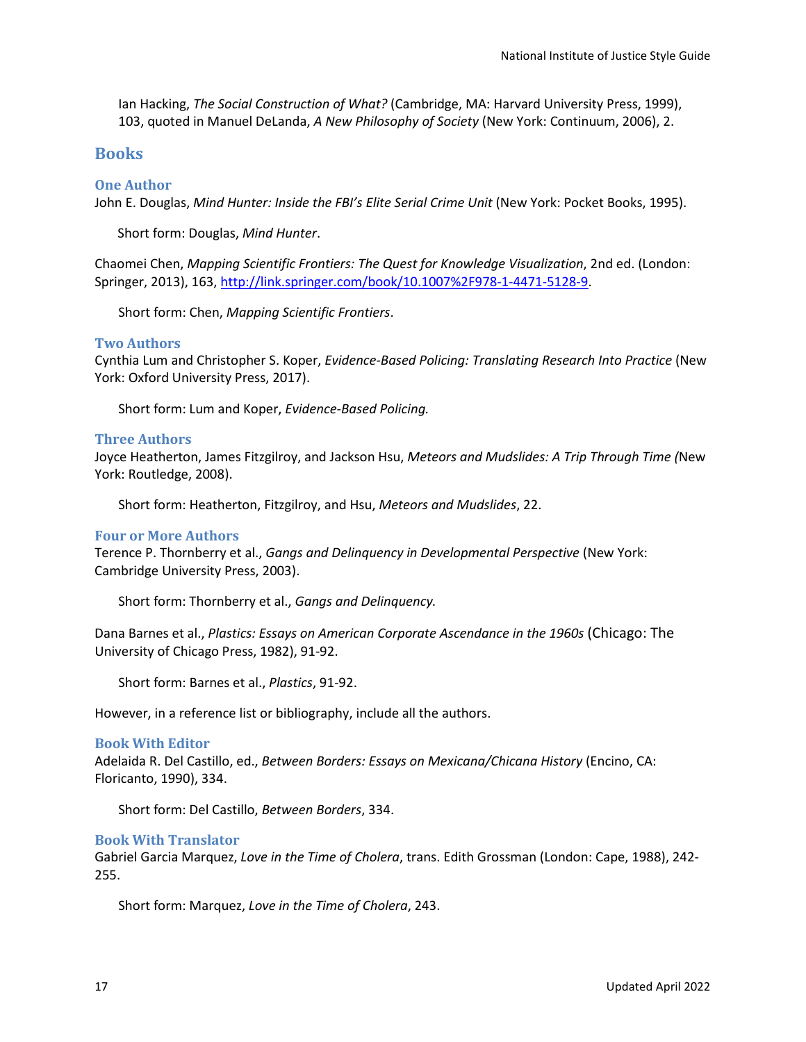Ian Hacking, *The Social Construction of What?* (Cambridge, MA: Harvard University Press, 1999), 103, quoted in Manuel DeLanda, *A New Philosophy of Society* (New York: Continuum, 2006), 2.

## Books

### One Author

John E. Douglas, *Mind Hunter: Inside the FBI's Elite Serial Crime Unit* (New York: Pocket Books, 1995).

Short form: Douglas, *Mind Hunter*.

Chaomei Chen, *Mapping Scientific Frontiers: The Quest for Knowledge Visualization*, 2nd ed. (London: Springer, 2013), 163, [http://link.springer.com/book/10.1007%2F978-1-4471-5128-9](http://link.springer.com/book/10.1007%2F978-1-4471-5128-9).

Short form: Chen, *Mapping Scientific Frontiers*.

### Two Authors

Cynthia Lum and Christopher S. Koper, *Evidence-Based Policing: Translating Research Into Practice* (New York: Oxford University Press, 2017).

Short form: Lum and Koper, *Evidence-Based Policing.*

### Three Authors

Joyce Heatherton, James Fitzgilroy, and Jackson Hsu, *Meteors and Mudslides: A Trip Through Time (*New York: Routledge, 2008).

Short form: Heatherton, Fitzgilroy, and Hsu, *Meteors and Mudslides*, 22.

### Four or More Authors

Terence P. Thornberry et al., *Gangs and Delinquency in Developmental Perspective* (New York: Cambridge University Press, 2003).

Short form: Thornberry et al., *Gangs and Delinquency.*

Dana Barnes et al., *Plastics: Essays on American Corporate Ascendance in the 1960s* (Chicago: The University of Chicago Press, 1982), 91-92.

Short form: Barnes et al., *Plastics*, 91-92.

However, in a reference list or bibliography, include all the authors.

### Book With Editor

Adelaida R. Del Castillo, ed., *Between Borders: Essays on Mexicana/Chicana History* (Encino, CA: Floricanto, 1990), 334.

Short form: Del Castillo, *Between Borders*, 334.

### Book With Translator

Gabriel Garcia Marquez, *Love in the Time of Cholera*, trans. Edith Grossman (London: Cape, 1988), 242-255.

Short form: Marquez, *Love in the Time of Cholera*, 243.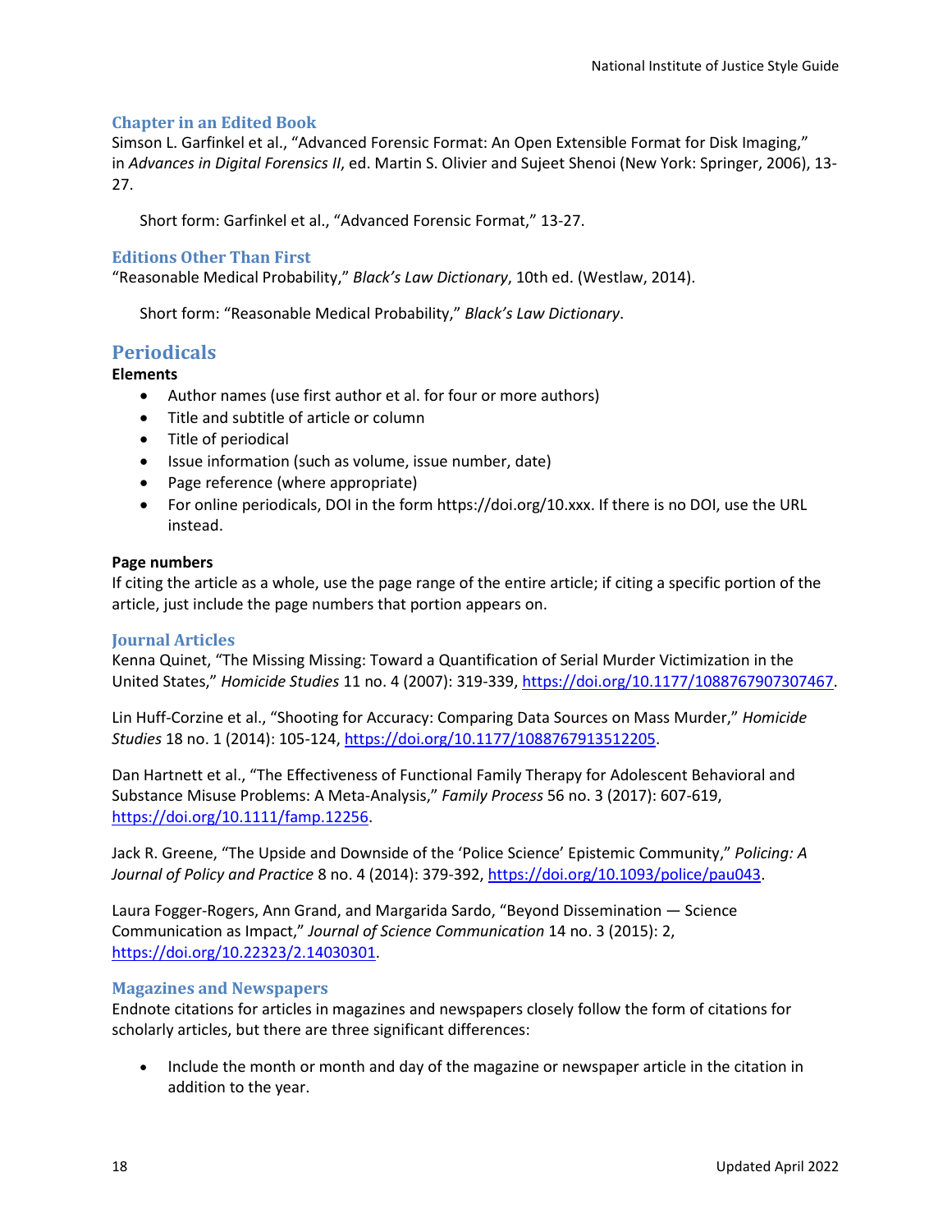### Chapter in an Edited Book

Simson L. Garfinkel et al., “Advanced Forensic Format: An Open Extensible Format for Disk Imaging,” in *Advances in Digital Forensics II*, ed. Martin S. Olivier and Sujeet Shenoi (New York: Springer, 2006), 13-27.

Short form: Garfinkel et al., “Advanced Forensic Format,” 13-27.

### Editions Other Than First

“Reasonable Medical Probability,” *Black’s Law Dictionary*, 10th ed. (Westlaw, 2014).

Short form: “Reasonable Medical Probability,” *Black’s Law Dictionary*.

## Periodicals

**Elements**

- Author names (use first author et al. for four or more authors)
- Title and subtitle of article or column
- Title of periodical
- Issue information (such as volume, issue number, date)
- Page reference (where appropriate)
- For online periodicals, DOI in the form https://doi.org/10.xxx. If there is no DOI, use the URL instead.

**Page numbers**

If citing the article as a whole, use the page range of the entire article; if citing a specific portion of the article, just include the page numbers that portion appears on.

### Journal Articles

Kenna Quinet, “The Missing Missing: Toward a Quantification of Serial Murder Victimization in the United States,” *Homicide Studies* 11 no. 4 (2007): 319-339, https://doi.org/10.1177/1088767907307467.

Lin Huff-Corzine et al., “Shooting for Accuracy: Comparing Data Sources on Mass Murder,” *Homicide Studies* 18 no. 1 (2014): 105-124, https://doi.org/10.1177/1088767913512205.

Dan Hartnett et al., “The Effectiveness of Functional Family Therapy for Adolescent Behavioral and Substance Misuse Problems: A Meta-Analysis,” *Family Process* 56 no. 3 (2017): 607-619, https://doi.org/10.1111/famp.12256.

Jack R. Greene, “The Upside and Downside of the ‘Police Science’ Epistemic Community,” *Policing: A Journal of Policy and Practice* 8 no. 4 (2014): 379-392, https://doi.org/10.1093/police/pau043.

Laura Fogger-Rogers, Ann Grand, and Margarida Sardo, “Beyond Dissemination — Science Communication as Impact,” *Journal of Science Communication* 14 no. 3 (2015): 2, https://doi.org/10.22323/2.14030301.

### Magazines and Newspapers

Endnote citations for articles in magazines and newspapers closely follow the form of citations for scholarly articles, but there are three significant differences:

- Include the month or month and day of the magazine or newspaper article in the citation in addition to the year.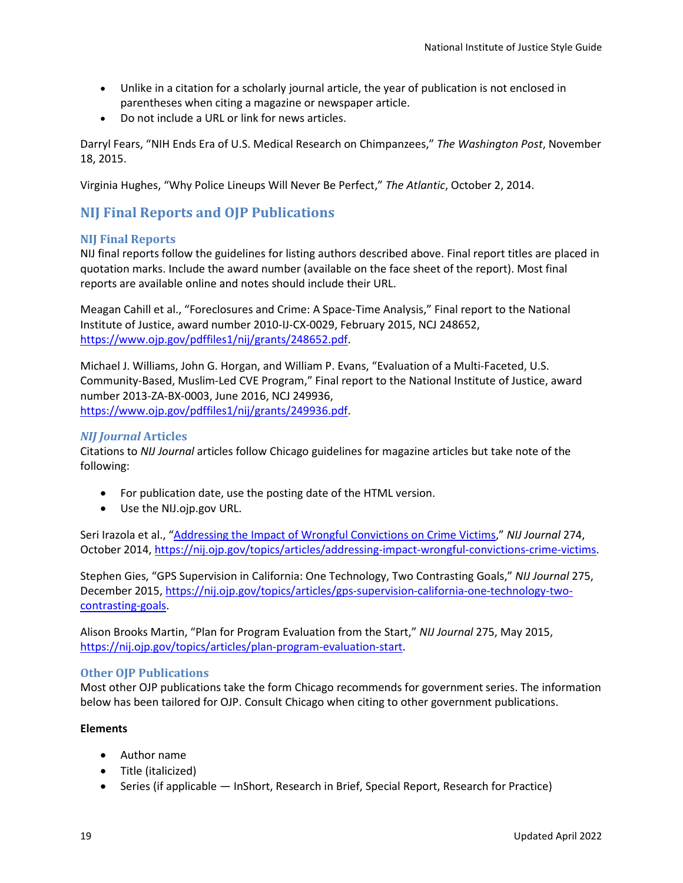- Unlike in a citation for a scholarly journal article, the year of publication is not enclosed in parentheses when citing a magazine or newspaper article.
- Do not include a URL or link for news articles.

Darryl Fears, "NIH Ends Era of U.S. Medical Research on Chimpanzees," *The Washington Post*, November 18, 2015.

Virginia Hughes, "Why Police Lineups Will Never Be Perfect," *The Atlantic*, October 2, 2014.

## NIJ Final Reports and OJP Publications

### NIJ Final Reports

NIJ final reports follow the guidelines for listing authors described above. Final report titles are placed in quotation marks. Include the award number (available on the face sheet of the report). Most final reports are available online and notes should include their URL.

Meagan Cahill et al., "Foreclosures and Crime: A Space-Time Analysis," Final report to the National Institute of Justice, award number 2010-IJ-CX-0029, February 2015, NCJ 248652, [https://www.ojp.gov/pdffiles1/nij/grants/248652.pdf](https://www.ojp.gov/pdffiles1/nij/grants/248652.pdf).

Michael J. Williams, John G. Horgan, and William P. Evans, "Evaluation of a Multi-Faceted, U.S. Community-Based, Muslim-Led CVE Program," Final report to the National Institute of Justice, award number 2013-ZA-BX-0003, June 2016, NCJ 249936, [https://www.ojp.gov/pdffiles1/nij/grants/249936.pdf](https://www.ojp.gov/pdffiles1/nij/grants/249936.pdf).

### *NIJ Journal* Articles

Citations to *NIJ Journal* articles follow Chicago guidelines for magazine articles but take note of the following:

- For publication date, use the posting date of the HTML version.
- Use the NIJ.ojp.gov URL.

Seri Irazola et al., "[Addressing the Impact of Wrongful Convictions on Crime Victims](https://nij.ojp.gov/topics/articles/addressing-impact-wrongful-convictions-crime-victims)," *NIJ Journal* 274, October 2014, [https://nij.ojp.gov/topics/articles/addressing-impact-wrongful-convictions-crime-victims](https://nij.ojp.gov/topics/articles/addressing-impact-wrongful-convictions-crime-victims).

Stephen Gies, "GPS Supervision in California: One Technology, Two Contrasting Goals," *NIJ Journal* 275, December 2015, [https://nij.ojp.gov/topics/articles/gps-supervision-california-one-technology-two-contrasting-goals](https://nij.ojp.gov/topics/articles/gps-supervision-california-one-technology-two-contrasting-goals).

Alison Brooks Martin, "Plan for Program Evaluation from the Start," *NIJ Journal* 275, May 2015, [https://nij.ojp.gov/topics/articles/plan-program-evaluation-start](https://nij.ojp.gov/topics/articles/plan-program-evaluation-start).

### Other OJP Publications

Most other OJP publications take the form Chicago recommends for government series. The information below has been tailored for OJP. Consult Chicago when citing to other government publications.

**Elements**

- Author name
- Title (italicized)
- Series (if applicable — InShort, Research in Brief, Special Report, Research for Practice)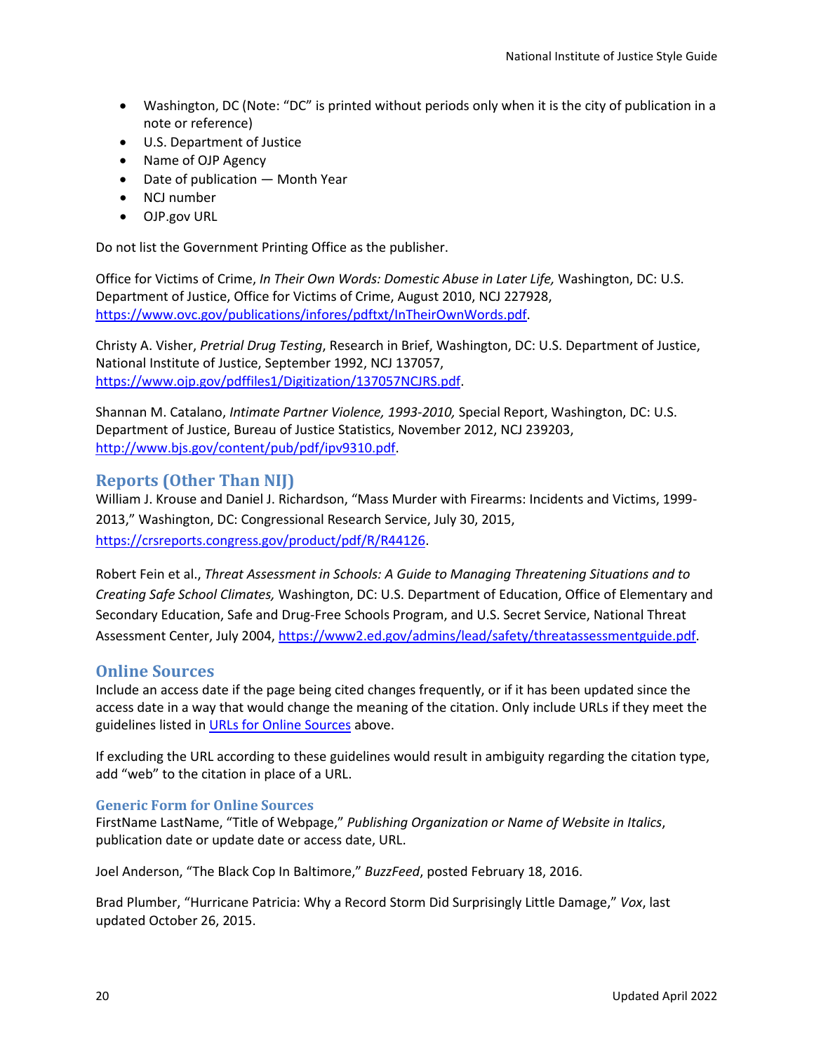- Washington, DC (Note: "DC" is printed without periods only when it is the city of publication in a note or reference)
- U.S. Department of Justice
- Name of OJP Agency
- Date of publication — Month Year
- NCJ number
- OJP.gov URL

Do not list the Government Printing Office as the publisher.

Office for Victims of Crime, *In Their Own Words: Domestic Abuse in Later Life,* Washington, DC: U.S. Department of Justice, Office for Victims of Crime, August 2010, NCJ 227928, https://www.ovc.gov/publications/infores/pdftxt/InTheirOwnWords.pdf.

Christy A. Visher, *Pretrial Drug Testing*, Research in Brief, Washington, DC: U.S. Department of Justice, National Institute of Justice, September 1992, NCJ 137057, https://www.ojp.gov/pdffiles1/Digitization/137057NCJRS.pdf.

Shannan M. Catalano, *Intimate Partner Violence, 1993-2010,* Special Report, Washington, DC: U.S. Department of Justice, Bureau of Justice Statistics, November 2012, NCJ 239203, http://www.bjs.gov/content/pub/pdf/ipv9310.pdf.

## Reports (Other Than NIJ)

William J. Krouse and Daniel J. Richardson, "Mass Murder with Firearms: Incidents and Victims, 1999-2013," Washington, DC: Congressional Research Service, July 30, 2015, https://crsreports.congress.gov/product/pdf/R/R44126.

Robert Fein et al., *Threat Assessment in Schools: A Guide to Managing Threatening Situations and to Creating Safe School Climates,* Washington, DC: U.S. Department of Education, Office of Elementary and Secondary Education, Safe and Drug-Free Schools Program, and U.S. Secret Service, National Threat Assessment Center, July 2004, https://www2.ed.gov/admins/lead/safety/threatassessmentguide.pdf.

## Online Sources

Include an access date if the page being cited changes frequently, or if it has been updated since the access date in a way that would change the meaning of the citation. Only include URLs if they meet the guidelines listed in URLs for Online Sources above.

If excluding the URL according to these guidelines would result in ambiguity regarding the citation type, add "web" to the citation in place of a URL.

### Generic Form for Online Sources

FirstName LastName, "Title of Webpage," *Publishing Organization or Name of Website in Italics*, publication date or update date or access date, URL.

Joel Anderson, "The Black Cop In Baltimore," *BuzzFeed*, posted February 18, 2016.

Brad Plumber, "Hurricane Patricia: Why a Record Storm Did Surprisingly Little Damage," *Vox*, last updated October 26, 2015.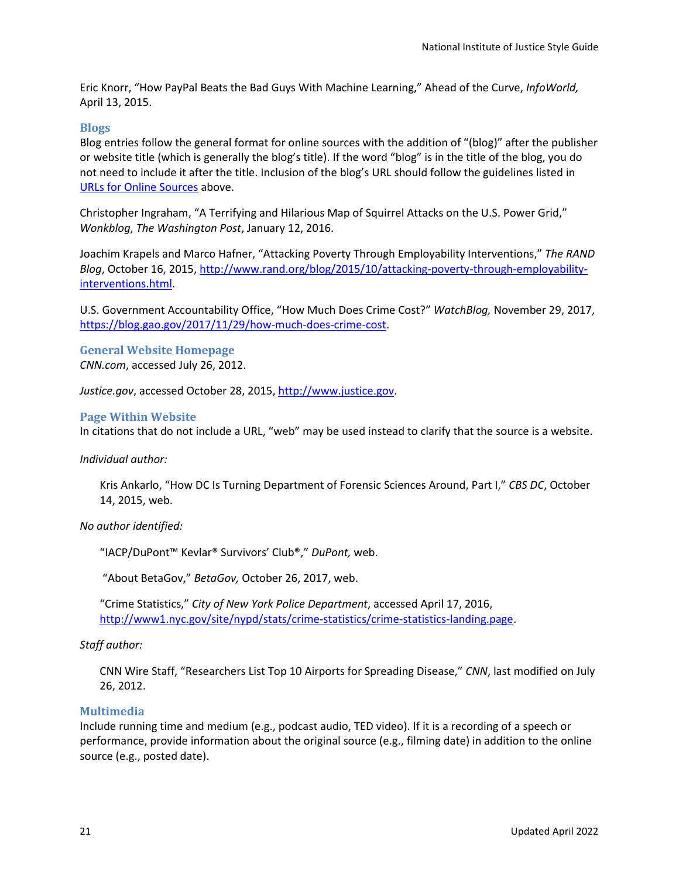Eric Knorr, "How PayPal Beats the Bad Guys With Machine Learning," Ahead of the Curve, *InfoWorld,* April 13, 2015.

### Blogs

Blog entries follow the general format for online sources with the addition of "(blog)" after the publisher or website title (which is generally the blog's title). If the word "blog" is in the title of the blog, you do not need to include it after the title. Inclusion of the blog's URL should follow the guidelines listed in [URLs for Online Sources]() above.

Christopher Ingraham, "A Terrifying and Hilarious Map of Squirrel Attacks on the U.S. Power Grid," *Wonkblog*, *The Washington Post*, January 12, 2016.

Joachim Krapels and Marco Hafner, "Attacking Poverty Through Employability Interventions," *The RAND Blog*, October 16, 2015, http://www.rand.org/blog/2015/10/attacking-poverty-through-employability-interventions.html.

U.S. Government Accountability Office, "How Much Does Crime Cost?" *WatchBlog,* November 29, 2017, https://blog.gao.gov/2017/11/29/how-much-does-crime-cost.

### General Website Homepage

*CNN.com*, accessed July 26, 2012.

*Justice.gov*, accessed October 28, 2015, http://www.justice.gov.

### Page Within Website

In citations that do not include a URL, "web" may be used instead to clarify that the source is a website.

*Individual author:*

> Kris Ankarlo, "How DC Is Turning Department of Forensic Sciences Around, Part I," *CBS DC*, October 14, 2015, web.

*No author identified:*

> "IACP/DuPont™ Kevlar® Survivors' Club®," *DuPont,* web.
>
> "About BetaGov," *BetaGov,* October 26, 2017, web.
>
> "Crime Statistics," *City of New York Police Department*, accessed April 17, 2016, http://www1.nyc.gov/site/nypd/stats/crime-statistics/crime-statistics-landing.page.

*Staff author:*

> CNN Wire Staff, "Researchers List Top 10 Airports for Spreading Disease," *CNN*, last modified on July 26, 2012.

### Multimedia

Include running time and medium (e.g., podcast audio, TED video). If it is a recording of a speech or performance, provide information about the original source (e.g., filming date) in addition to the online source (e.g., posted date).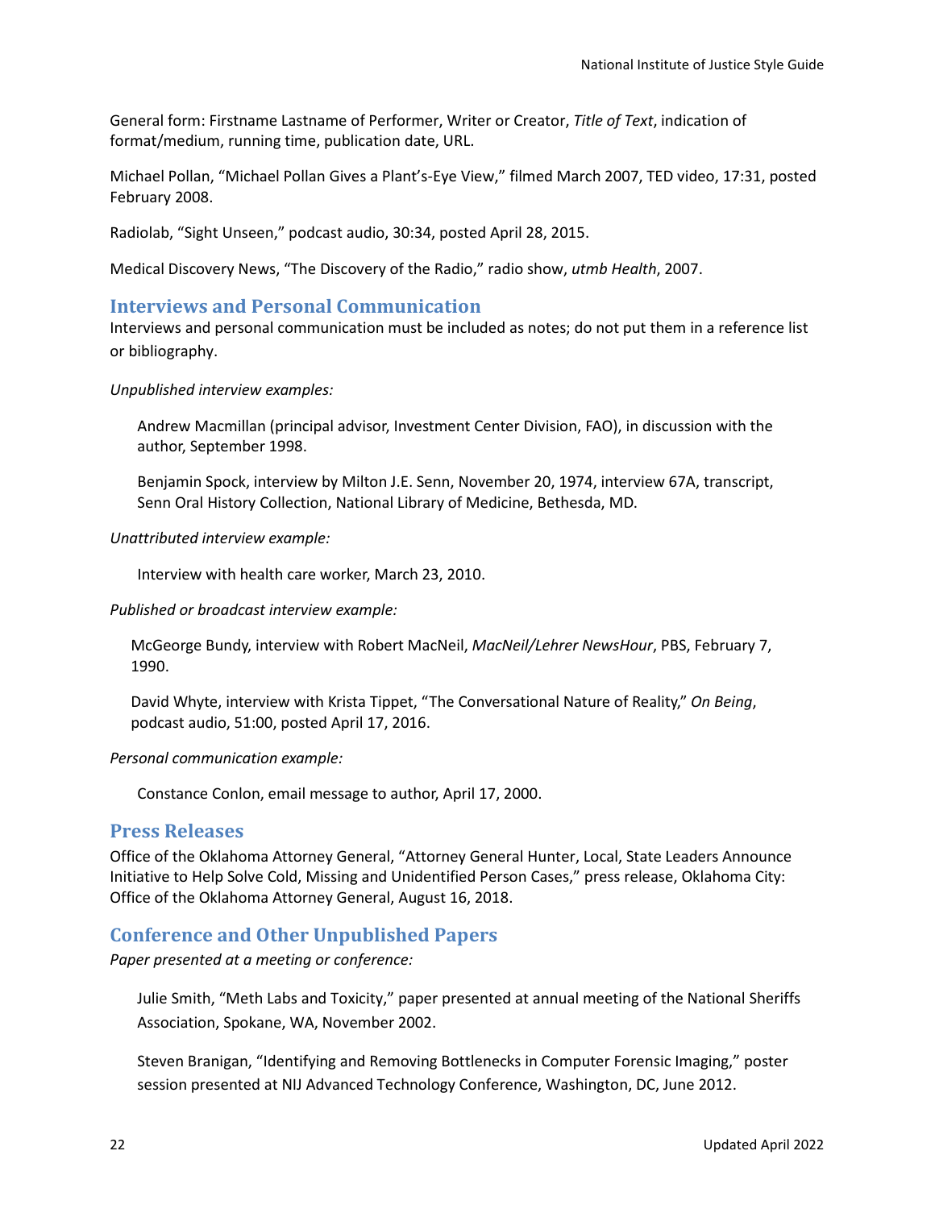General form: Firstname Lastname of Performer, Writer or Creator, *Title of Text*, indication of format/medium, running time, publication date, URL.

Michael Pollan, "Michael Pollan Gives a Plant's-Eye View," filmed March 2007, TED video, 17:31, posted February 2008.

Radiolab, "Sight Unseen," podcast audio, 30:34, posted April 28, 2015.

Medical Discovery News, "The Discovery of the Radio," radio show, *utmb Health*, 2007.

## Interviews and Personal Communication

Interviews and personal communication must be included as notes; do not put them in a reference list or bibliography.

*Unpublished interview examples:*

> Andrew Macmillan (principal advisor, Investment Center Division, FAO), in discussion with the author, September 1998.

> Benjamin Spock, interview by Milton J.E. Senn, November 20, 1974, interview 67A, transcript, Senn Oral History Collection, National Library of Medicine, Bethesda, MD.

*Unattributed interview example:*

> Interview with health care worker, March 23, 2010.

*Published or broadcast interview example:*

> McGeorge Bundy, interview with Robert MacNeil, *MacNeil/Lehrer NewsHour*, PBS, February 7, 1990.

> David Whyte, interview with Krista Tippet, "The Conversational Nature of Reality," *On Being*, podcast audio, 51:00, posted April 17, 2016.

*Personal communication example:*

> Constance Conlon, email message to author, April 17, 2000.

## Press Releases

Office of the Oklahoma Attorney General, "Attorney General Hunter, Local, State Leaders Announce Initiative to Help Solve Cold, Missing and Unidentified Person Cases," press release, Oklahoma City: Office of the Oklahoma Attorney General, August 16, 2018.

## Conference and Other Unpublished Papers

*Paper presented at a meeting or conference:*

> Julie Smith, "Meth Labs and Toxicity," paper presented at annual meeting of the National Sheriffs Association, Spokane, WA, November 2002.

> Steven Branigan, "Identifying and Removing Bottlenecks in Computer Forensic Imaging," poster session presented at NIJ Advanced Technology Conference, Washington, DC, June 2012.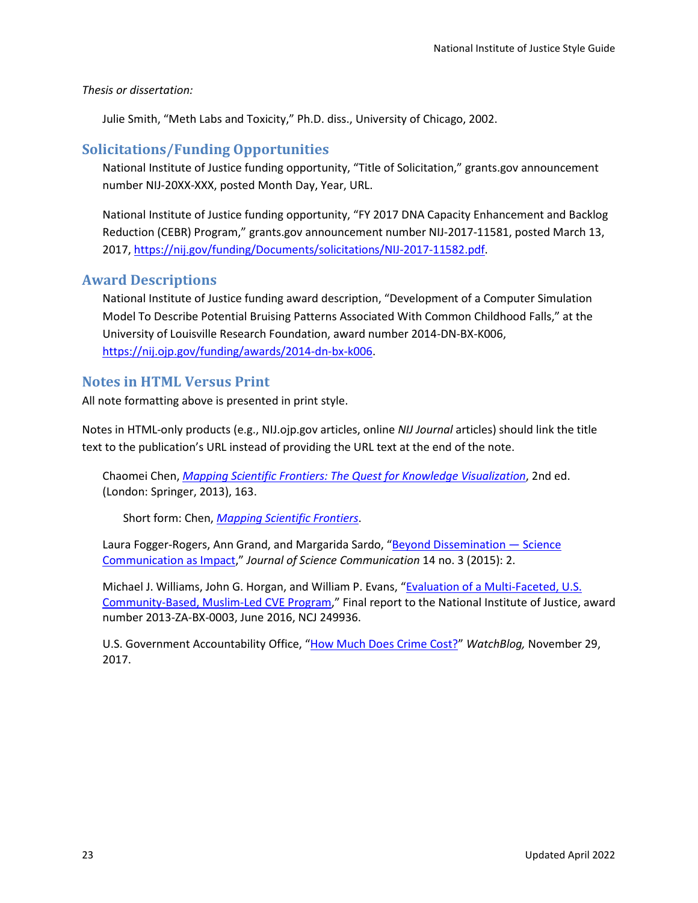*Thesis or dissertation:*

Julie Smith, "Meth Labs and Toxicity," Ph.D. diss., University of Chicago, 2002.

## Solicitations/Funding Opportunities

National Institute of Justice funding opportunity, "Title of Solicitation," grants.gov announcement number NIJ-20XX-XXX, posted Month Day, Year, URL.

National Institute of Justice funding opportunity, "FY 2017 DNA Capacity Enhancement and Backlog Reduction (CEBR) Program," grants.gov announcement number NIJ-2017-11581, posted March 13, 2017, https://nij.gov/funding/Documents/solicitations/NIJ-2017-11582.pdf.

## Award Descriptions

National Institute of Justice funding award description, "Development of a Computer Simulation Model To Describe Potential Bruising Patterns Associated With Common Childhood Falls," at the University of Louisville Research Foundation, award number 2014-DN-BX-K006, https://nij.ojp.gov/funding/awards/2014-dn-bx-k006.

## Notes in HTML Versus Print

All note formatting above is presented in print style.

Notes in HTML-only products (e.g., NIJ.ojp.gov articles, online *NIJ Journal* articles) should link the title text to the publication's URL instead of providing the URL text at the end of the note.

Chaomei Chen, *Mapping Scientific Frontiers: The Quest for Knowledge Visualization*, 2nd ed. (London: Springer, 2013), 163.

Short form: Chen, *Mapping Scientific Frontiers*.

Laura Fogger-Rogers, Ann Grand, and Margarida Sardo, "Beyond Dissemination — Science Communication as Impact," *Journal of Science Communication* 14 no. 3 (2015): 2.

Michael J. Williams, John G. Horgan, and William P. Evans, "Evaluation of a Multi-Faceted, U.S. Community-Based, Muslim-Led CVE Program," Final report to the National Institute of Justice, award number 2013-ZA-BX-0003, June 2016, NCJ 249936.

U.S. Government Accountability Office, "How Much Does Crime Cost?" *WatchBlog,* November 29, 2017.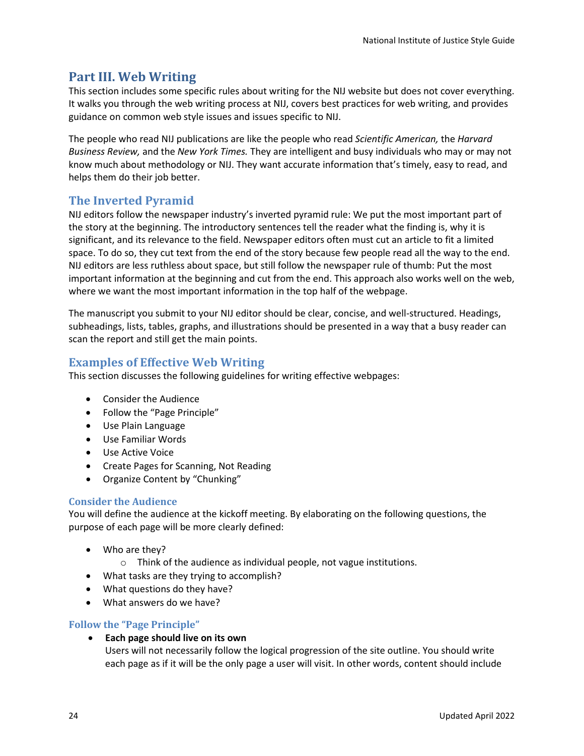# Part III. Web Writing

This section includes some specific rules about writing for the NIJ website but does not cover everything. It walks you through the web writing process at NIJ, covers best practices for web writing, and provides guidance on common web style issues and issues specific to NIJ.

The people who read NIJ publications are like the people who read *Scientific American,* the *Harvard Business Review,* and the *New York Times.* They are intelligent and busy individuals who may or may not know much about methodology or NIJ. They want accurate information that's timely, easy to read, and helps them do their job better.

## The Inverted Pyramid

NIJ editors follow the newspaper industry's inverted pyramid rule: We put the most important part of the story at the beginning. The introductory sentences tell the reader what the finding is, why it is significant, and its relevance to the field. Newspaper editors often must cut an article to fit a limited space. To do so, they cut text from the end of the story because few people read all the way to the end. NIJ editors are less ruthless about space, but still follow the newspaper rule of thumb: Put the most important information at the beginning and cut from the end. This approach also works well on the web, where we want the most important information in the top half of the webpage.

The manuscript you submit to your NIJ editor should be clear, concise, and well-structured. Headings, subheadings, lists, tables, graphs, and illustrations should be presented in a way that a busy reader can scan the report and still get the main points.

## Examples of Effective Web Writing

This section discusses the following guidelines for writing effective webpages:

- Consider the Audience
- Follow the "Page Principle"
- Use Plain Language
- Use Familiar Words
- Use Active Voice
- Create Pages for Scanning, Not Reading
- Organize Content by "Chunking"

### Consider the Audience

You will define the audience at the kickoff meeting. By elaborating on the following questions, the purpose of each page will be more clearly defined:

- Who are they?
    - Think of the audience as individual people, not vague institutions.
- What tasks are they trying to accomplish?
- What questions do they have?
- What answers do we have?

### Follow the "Page Principle"

- **Each page should live on its own**
  Users will not necessarily follow the logical progression of the site outline. You should write each page as if it will be the only page a user will visit. In other words, content should include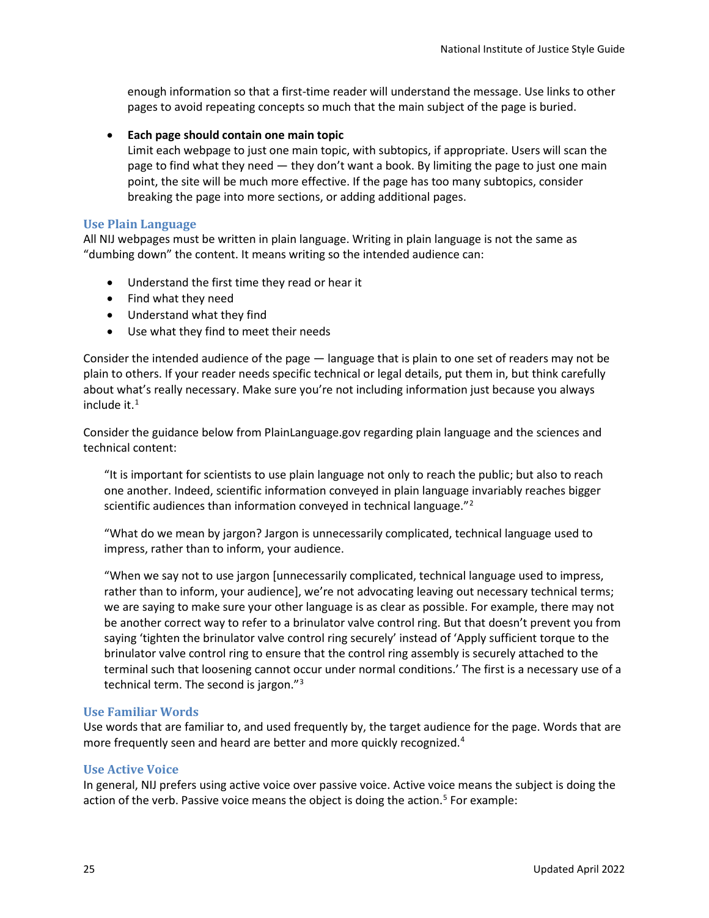enough information so that a first-time reader will understand the message. Use links to other pages to avoid repeating concepts so much that the main subject of the page is buried.

- **Each page should contain one main topic**
  Limit each webpage to just one main topic, with subtopics, if appropriate. Users will scan the page to find what they need — they don't want a book. By limiting the page to just one main point, the site will be much more effective. If the page has too many subtopics, consider breaking the page into more sections, or adding additional pages.

### Use Plain Language

All NIJ webpages must be written in plain language. Writing in plain language is not the same as "dumbing down" the content. It means writing so the intended audience can:

- Understand the first time they read or hear it
- Find what they need
- Understand what they find
- Use what they find to meet their needs

Consider the intended audience of the page — language that is plain to one set of readers may not be plain to others. If your reader needs specific technical or legal details, put them in, but think carefully about what's really necessary. Make sure you're not including information just because you always include it.[1]

Consider the guidance below from PlainLanguage.gov regarding plain language and the sciences and technical content:

> "It is important for scientists to use plain language not only to reach the public; but also to reach one another. Indeed, scientific information conveyed in plain language invariably reaches bigger scientific audiences than information conveyed in technical language."[2]
>
> "What do we mean by jargon? Jargon is unnecessarily complicated, technical language used to impress, rather than to inform, your audience.
>
> "When we say not to use jargon [unnecessarily complicated, technical language used to impress, rather than to inform, your audience], we're not advocating leaving out necessary technical terms; we are saying to make sure your other language is as clear as possible. For example, there may not be another correct way to refer to a brinulator valve control ring. But that doesn't prevent you from saying 'tighten the brinulator valve control ring securely' instead of 'Apply sufficient torque to the brinulator valve control ring to ensure that the control ring assembly is securely attached to the terminal such that loosening cannot occur under normal conditions.' The first is a necessary use of a technical term. The second is jargon."[3]

### Use Familiar Words

Use words that are familiar to, and used frequently by, the target audience for the page. Words that are more frequently seen and heard are better and more quickly recognized.[4]

### Use Active Voice

In general, NIJ prefers using active voice over passive voice. Active voice means the subject is doing the action of the verb. Passive voice means the object is doing the action.[5] For example: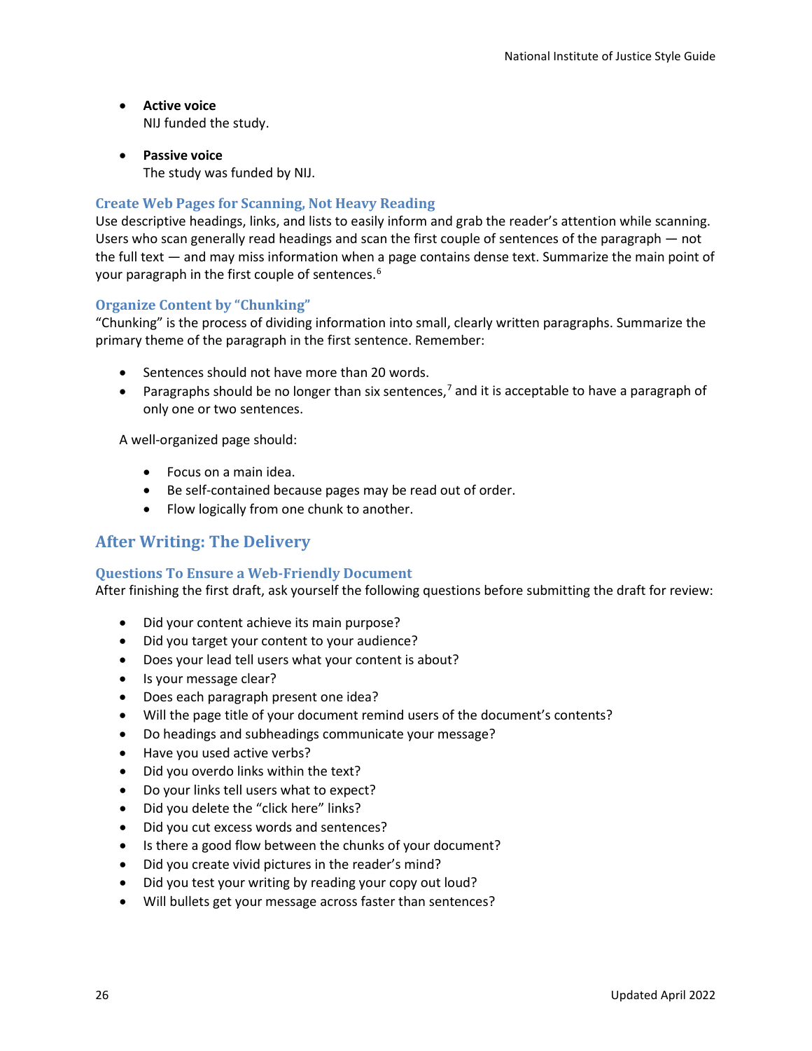- **Active voice**
  NIJ funded the study.

- **Passive voice**
  The study was funded by NIJ.

### Create Web Pages for Scanning, Not Heavy Reading

Use descriptive headings, links, and lists to easily inform and grab the reader's attention while scanning. Users who scan generally read headings and scan the first couple of sentences of the paragraph — not the full text — and may miss information when a page contains dense text. Summarize the main point of your paragraph in the first couple of sentences.[6]

### Organize Content by "Chunking"

"Chunking" is the process of dividing information into small, clearly written paragraphs. Summarize the primary theme of the paragraph in the first sentence. Remember:

- Sentences should not have more than 20 words.
- Paragraphs should be no longer than six sentences,[7] and it is acceptable to have a paragraph of only one or two sentences.

A well-organized page should:

- Focus on a main idea.
- Be self-contained because pages may be read out of order.
- Flow logically from one chunk to another.

## After Writing: The Delivery

### Questions To Ensure a Web-Friendly Document

After finishing the first draft, ask yourself the following questions before submitting the draft for review:

- Did your content achieve its main purpose?
- Did you target your content to your audience?
- Does your lead tell users what your content is about?
- Is your message clear?
- Does each paragraph present one idea?
- Will the page title of your document remind users of the document's contents?
- Do headings and subheadings communicate your message?
- Have you used active verbs?
- Did you overdo links within the text?
- Do your links tell users what to expect?
- Did you delete the "click here" links?
- Did you cut excess words and sentences?
- Is there a good flow between the chunks of your document?
- Did you create vivid pictures in the reader's mind?
- Did you test your writing by reading your copy out loud?
- Will bullets get your message across faster than sentences?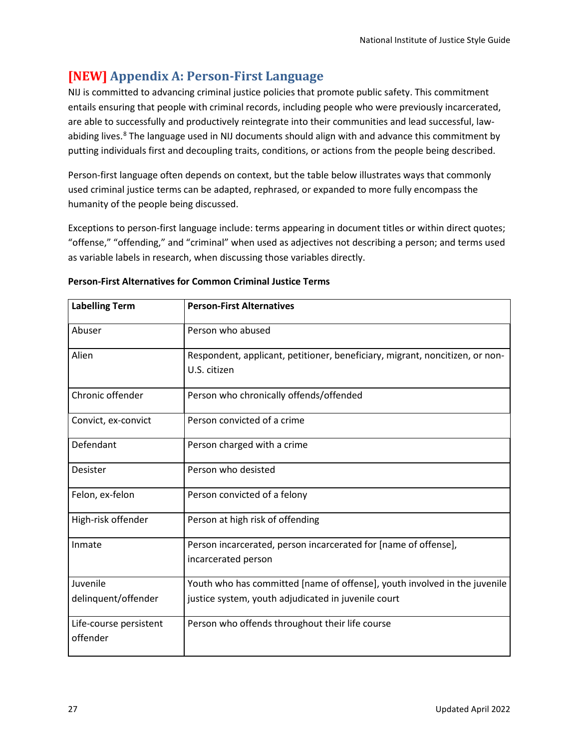## [NEW] Appendix A: Person-First Language

NIJ is committed to advancing criminal justice policies that promote public safety. This commitment entails ensuring that people with criminal records, including people who were previously incarcerated, are able to successfully and productively reintegrate into their communities and lead successful, law-abiding lives.[8] The language used in NIJ documents should align with and advance this commitment by putting individuals first and decoupling traits, conditions, or actions from the people being described.

Person-first language often depends on context, but the table below illustrates ways that commonly used criminal justice terms can be adapted, rephrased, or expanded to more fully encompass the humanity of the people being discussed.

Exceptions to person-first language include: terms appearing in document titles or within direct quotes; "offense," "offending," and "criminal" when used as adjectives not describing a person; and terms used as variable labels in research, when discussing those variables directly.

**Person-First Alternatives for Common Criminal Justice Terms**

| Labelling Term | Person-First Alternatives |
|---|---|
| Abuser | Person who abused |
| Alien | Respondent, applicant, petitioner, beneficiary, migrant, noncitizen, or non-U.S. citizen |
| Chronic offender | Person who chronically offends/offended |
| Convict, ex-convict | Person convicted of a crime |
| Defendant | Person charged with a crime |
| Desister | Person who desisted |
| Felon, ex-felon | Person convicted of a felony |
| High-risk offender | Person at high risk of offending |
| Inmate | Person incarcerated, person incarcerated for [name of offense], incarcerated person |
| Juvenile delinquent/offender | Youth who has committed [name of offense], youth involved in the juvenile justice system, youth adjudicated in juvenile court |
| Life-course persistent offender | Person who offends throughout their life course |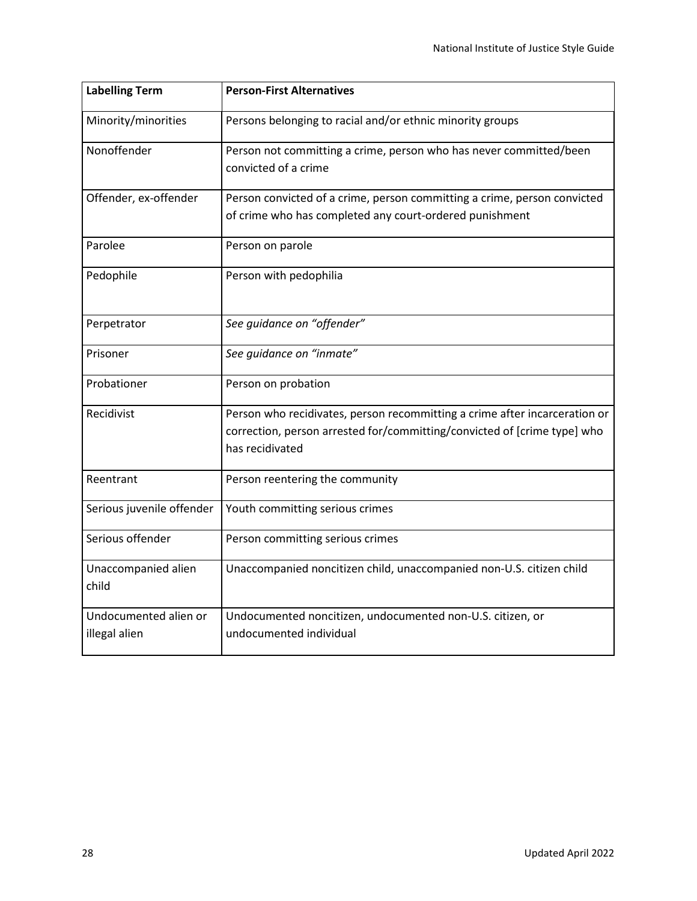| Labelling Term | Person-First Alternatives |
|---|---|
| Minority/minorities | Persons belonging to racial and/or ethnic minority groups |
| Nonoffender | Person not committing a crime, person who has never committed/been convicted of a crime |
| Offender, ex-offender | Person convicted of a crime, person committing a crime, person convicted of crime who has completed any court-ordered punishment |
| Parolee | Person on parole |
| Pedophile | Person with pedophilia |
| Perpetrator | *See guidance on "offender"* |
| Prisoner | *See guidance on "inmate"* |
| Probationer | Person on probation |
| Recidivist | Person who recidivates, person recommitting a crime after incarceration or correction, person arrested for/committing/convicted of [crime type] who has recidivated |
| Reentrant | Person reentering the community |
| Serious juvenile offender | Youth committing serious crimes |
| Serious offender | Person committing serious crimes |
| Unaccompanied alien child | Unaccompanied noncitizen child, unaccompanied non-U.S. citizen child |
| Undocumented alien or illegal alien | Undocumented noncitizen, undocumented non-U.S. citizen, or undocumented individual |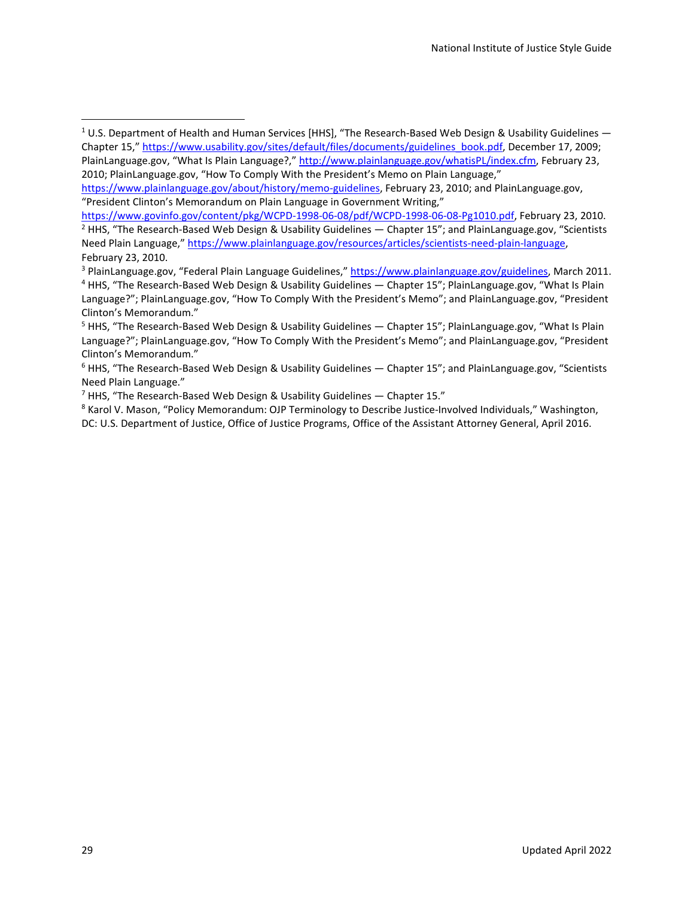[1] U.S. Department of Health and Human Services [HHS], "The Research-Based Web Design & Usability Guidelines — Chapter 15," https://www.usability.gov/sites/default/files/documents/guidelines_book.pdf, December 17, 2009; PlainLanguage.gov, "What Is Plain Language?," http://www.plainlanguage.gov/whatisPL/index.cfm, February 23, 2010; PlainLanguage.gov, "How To Comply With the President's Memo on Plain Language," https://www.plainlanguage.gov/about/history/memo-guidelines, February 23, 2010; and PlainLanguage.gov, "President Clinton's Memorandum on Plain Language in Government Writing," https://www.govinfo.gov/content/pkg/WCPD-1998-06-08/pdf/WCPD-1998-06-08-Pg1010.pdf, February 23, 2010.

[2] HHS, "The Research-Based Web Design & Usability Guidelines — Chapter 15"; and PlainLanguage.gov, "Scientists Need Plain Language," https://www.plainlanguage.gov/resources/articles/scientists-need-plain-language, February 23, 2010.

[3] PlainLanguage.gov, "Federal Plain Language Guidelines," https://www.plainlanguage.gov/guidelines, March 2011.

[4] HHS, "The Research-Based Web Design & Usability Guidelines — Chapter 15"; PlainLanguage.gov, "What Is Plain Language?"; PlainLanguage.gov, "How To Comply With the President's Memo"; and PlainLanguage.gov, "President Clinton's Memorandum."

[5] HHS, "The Research-Based Web Design & Usability Guidelines — Chapter 15"; PlainLanguage.gov, "What Is Plain Language?"; PlainLanguage.gov, "How To Comply With the President's Memo"; and PlainLanguage.gov, "President Clinton's Memorandum."

[6] HHS, "The Research-Based Web Design & Usability Guidelines — Chapter 15"; and PlainLanguage.gov, "Scientists Need Plain Language."

[7] HHS, "The Research-Based Web Design & Usability Guidelines — Chapter 15."

[8] Karol V. Mason, "Policy Memorandum: OJP Terminology to Describe Justice-Involved Individuals," Washington, DC: U.S. Department of Justice, Office of Justice Programs, Office of the Assistant Attorney General, April 2016.